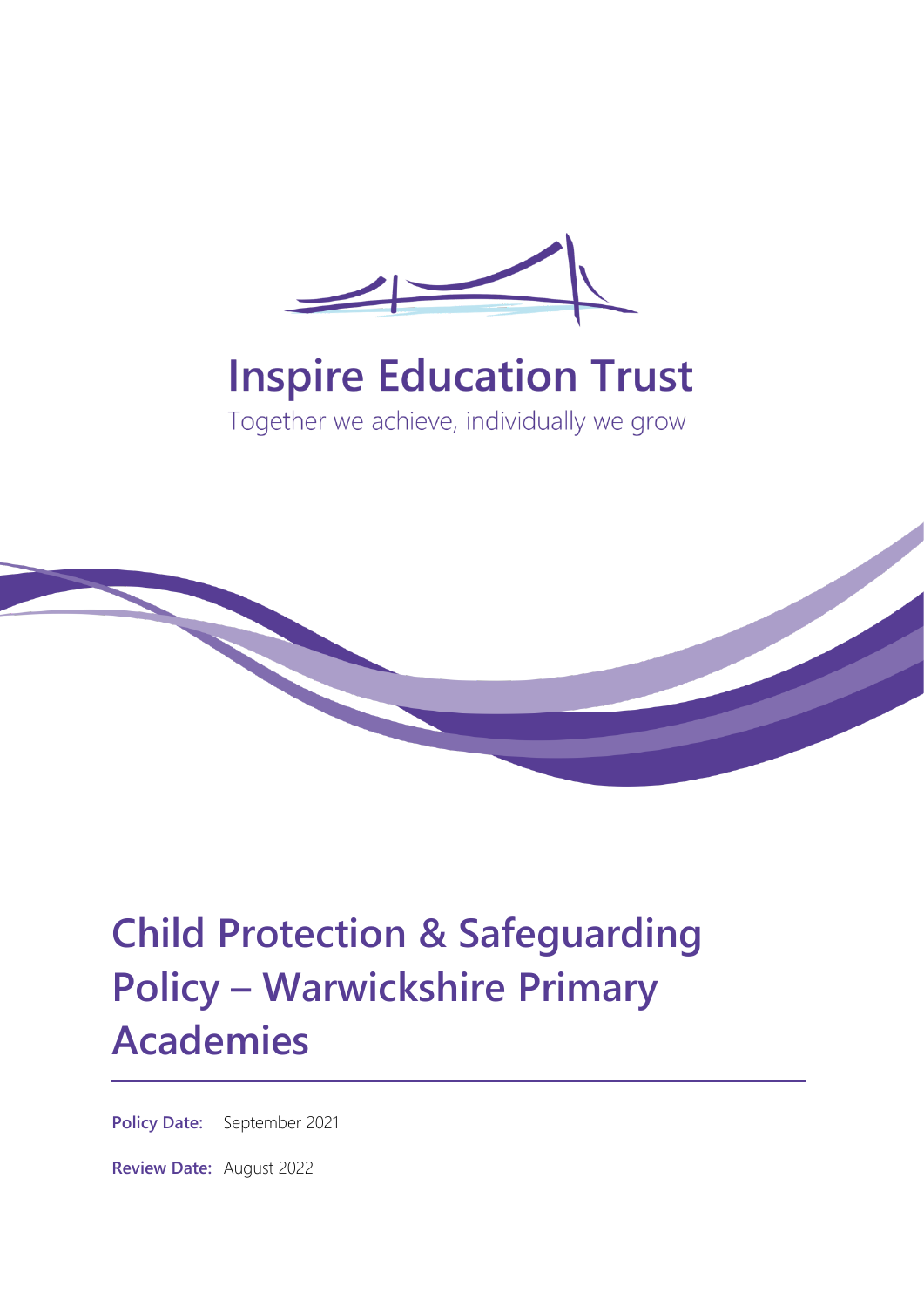# Inspire Education Trust

Together we achieve, individually we grow

# Child Protection & Safeguarding Policy – Warwickshire Primary Academies

**Policy Date:** September 2021

**Review Date:** August 2022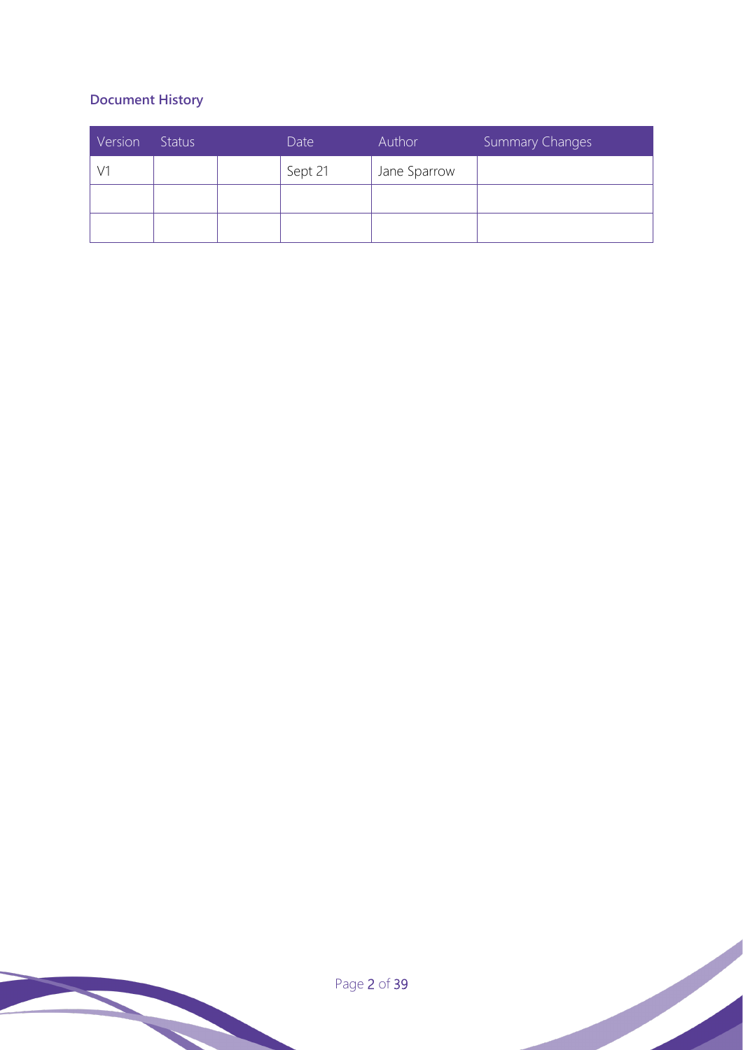### Document History

| Version | Status | | Date | Author | Summary Changes |
|---|---|---|---|---|---|
| V1 | | | Sept 21 | Jane Sparrow | |
| | | | | | |
| | | | | | |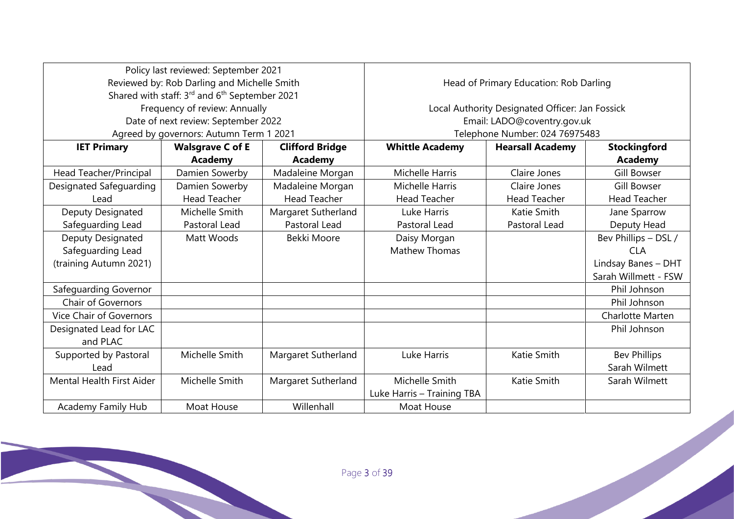| Policy last reviewed: September 2021<br>Reviewed by: Rob Darling and Michelle Smith<br>Shared with staff: 3rd and 6th September 2021<br>Frequency of review: Annually<br>Date of next review: September 2022<br>Agreed by governors: Autumn Term 1 2021 | | | Head of Primary Education: Rob Darling<br><br>Local Authority Designated Officer: Jan Fossick<br>Email: LADO@coventry.gov.uk<br>Telephone Number: 024 76975483 | | |
|---|---|---|---|---|---|
| **IET Primary** | **Walsgrave C of E Academy** | **Clifford Bridge Academy** | **Whittle Academy** | **Hearsall Academy** | **Stockingford Academy** |
| Head Teacher/Principal | Damien Sowerby | Madaleine Morgan | Michelle Harris | Claire Jones | Gill Bowser |
| Designated Safeguarding Lead | Damien Sowerby<br>Head Teacher | Madaleine Morgan<br>Head Teacher | Michelle Harris<br>Head Teacher | Claire Jones<br>Head Teacher | Gill Bowser<br>Head Teacher |
| Deputy Designated Safeguarding Lead | Michelle Smith<br>Pastoral Lead | Margaret Sutherland<br>Pastoral Lead | Luke Harris<br>Pastoral Lead | Katie Smith<br>Pastoral Lead | Jane Sparrow<br>Deputy Head |
| Deputy Designated Safeguarding Lead (training Autumn 2021) | Matt Woods | Bekki Moore | Daisy Morgan<br>Mathew Thomas | | Bev Phillips – DSL / CLA<br>Lindsay Banes – DHT<br>Sarah Willmett - FSW |
| Safeguarding Governor | | | | | Phil Johnson |
| Chair of Governors | | | | | Phil Johnson |
| Vice Chair of Governors | | | | | Charlotte Marten |
| Designated Lead for LAC and PLAC | | | | | Phil Johnson |
| Supported by Pastoral Lead | Michelle Smith | Margaret Sutherland | Luke Harris | Katie Smith | Bev Phillips<br>Sarah Wilmett |
| Mental Health First Aider | Michelle Smith | Margaret Sutherland | Michelle Smith<br>Luke Harris – Training TBA | Katie Smith | Sarah Wilmett |
| Academy Family Hub | Moat House | Willenhall | Moat House | | |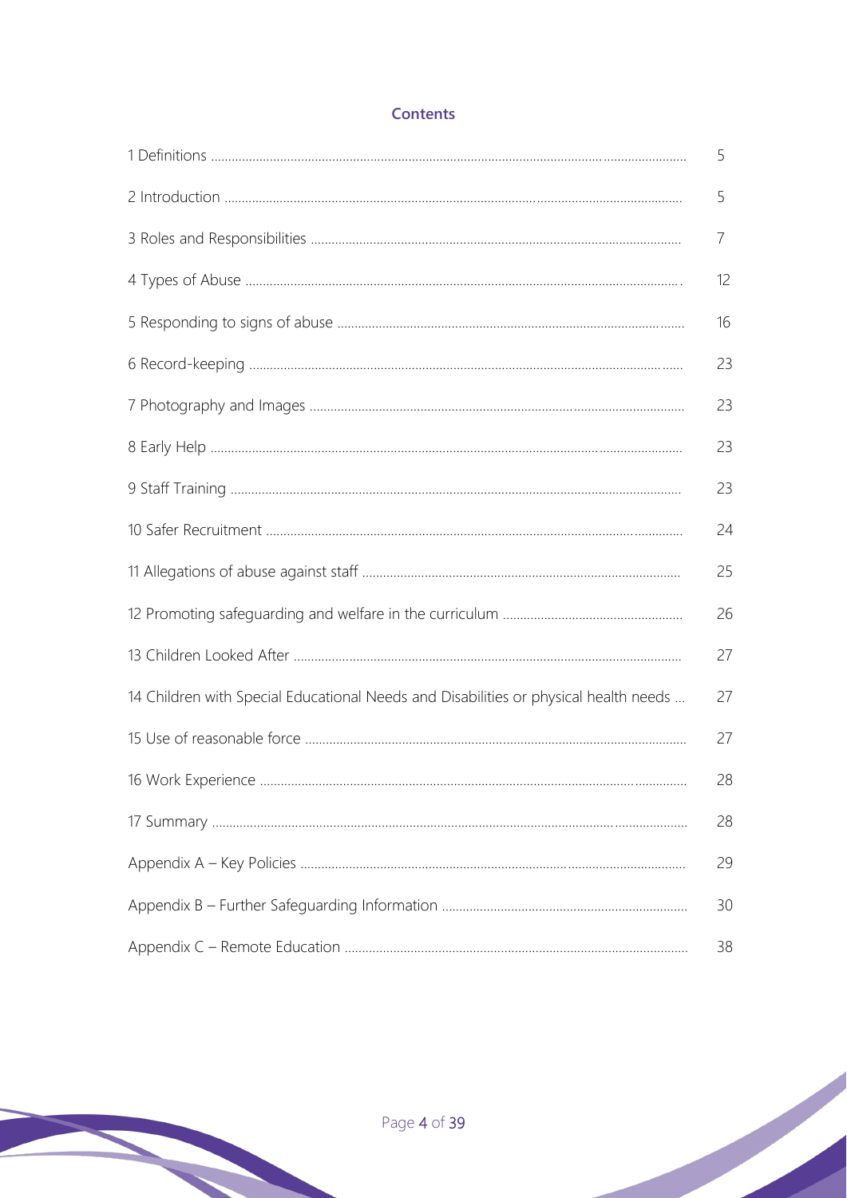## Contents

| | |
|---|---|
| 1 Definitions | 5 |
| 2 Introduction | 5 |
| 3 Roles and Responsibilities | 7 |
| 4 Types of Abuse | 12 |
| 5 Responding to signs of abuse | 16 |
| 6 Record-keeping | 23 |
| 7 Photography and Images | 23 |
| 8 Early Help | 23 |
| 9 Staff Training | 23 |
| 10 Safer Recruitment | 24 |
| 11 Allegations of abuse against staff | 25 |
| 12 Promoting safeguarding and welfare in the curriculum | 26 |
| 13 Children Looked After | 27 |
| 14 Children with Special Educational Needs and Disabilities or physical health needs | 27 |
| 15 Use of reasonable force | 27 |
| 16 Work Experience | 28 |
| 17 Summary | 28 |
| Appendix A – Key Policies | 29 |
| Appendix B – Further Safeguarding Information | 30 |
| Appendix C – Remote Education | 38 |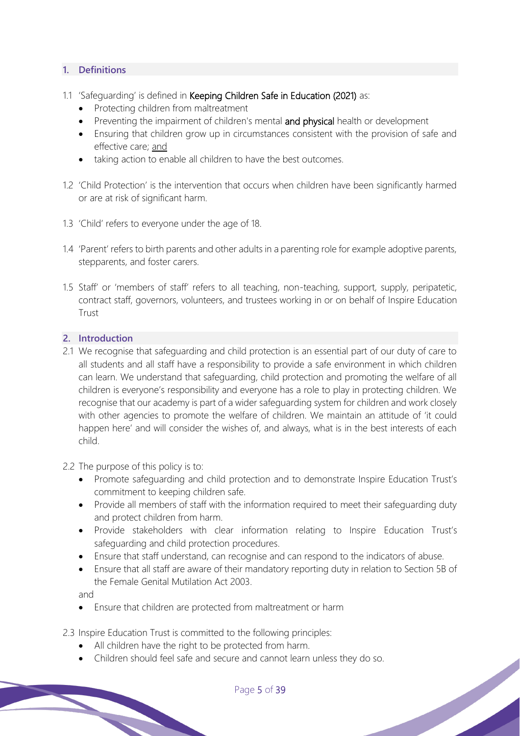## 1. Definitions

1.1 'Safeguarding' is defined in **Keeping Children Safe in Education (2021)** as:

- Protecting children from maltreatment
- Preventing the impairment of children's mental **and physical** health or development
- Ensuring that children grow up in circumstances consistent with the provision of safe and effective care; and
- taking action to enable all children to have the best outcomes.

1.2 'Child Protection' is the intervention that occurs when children have been significantly harmed or are at risk of significant harm.

1.3 'Child' refers to everyone under the age of 18.

1.4 'Parent' refers to birth parents and other adults in a parenting role for example adoptive parents, stepparents, and foster carers.

1.5 Staff' or 'members of staff' refers to all teaching, non-teaching, support, supply, peripatetic, contract staff, governors, volunteers, and trustees working in or on behalf of Inspire Education Trust

## 2. Introduction

2.1 We recognise that safeguarding and child protection is an essential part of our duty of care to all students and all staff have a responsibility to provide a safe environment in which children can learn. We understand that safeguarding, child protection and promoting the welfare of all children is everyone's responsibility and everyone has a role to play in protecting children. We recognise that our academy is part of a wider safeguarding system for children and work closely with other agencies to promote the welfare of children. We maintain an attitude of 'it could happen here' and will consider the wishes of, and always, what is in the best interests of each child.

2.2 The purpose of this policy is to:

- Promote safeguarding and child protection and to demonstrate Inspire Education Trust's commitment to keeping children safe.
- Provide all members of staff with the information required to meet their safeguarding duty and protect children from harm.
- Provide stakeholders with clear information relating to Inspire Education Trust's safeguarding and child protection procedures.
- Ensure that staff understand, can recognise and can respond to the indicators of abuse.
- Ensure that all staff are aware of their mandatory reporting duty in relation to Section 5B of the Female Genital Mutilation Act 2003.

and

- Ensure that children are protected from maltreatment or harm

2.3 Inspire Education Trust is committed to the following principles:

- All children have the right to be protected from harm.
- Children should feel safe and secure and cannot learn unless they do so.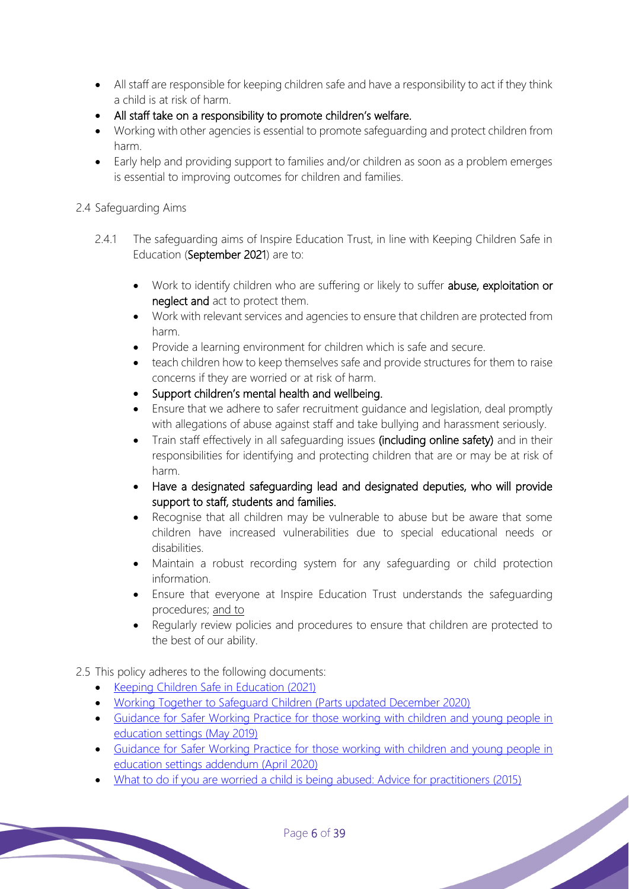- All staff are responsible for keeping children safe and have a responsibility to act if they think a child is at risk of harm.
- All staff take on a responsibility to promote children's welfare.
- Working with other agencies is essential to promote safeguarding and protect children from harm.
- Early help and providing support to families and/or children as soon as a problem emerges is essential to improving outcomes for children and families.

2.4 Safeguarding Aims

2.4.1 The safeguarding aims of Inspire Education Trust, in line with Keeping Children Safe in Education (**September 2021**) are to:

- Work to identify children who are suffering or likely to suffer **abuse, exploitation or neglect and** act to protect them.
- Work with relevant services and agencies to ensure that children are protected from harm.
- Provide a learning environment for children which is safe and secure.
- teach children how to keep themselves safe and provide structures for them to raise concerns if they are worried or at risk of harm.
- Support children's mental health and wellbeing.
- Ensure that we adhere to safer recruitment guidance and legislation, deal promptly with allegations of abuse against staff and take bullying and harassment seriously.
- Train staff effectively in all safeguarding issues **(including online safety)** and in their responsibilities for identifying and protecting children that are or may be at risk of harm.
- Have a designated safeguarding lead and designated deputies, who will provide support to staff, students and families.
- Recognise that all children may be vulnerable to abuse but be aware that some children have increased vulnerabilities due to special educational needs or disabilities.
- Maintain a robust recording system for any safeguarding or child protection information.
- Ensure that everyone at Inspire Education Trust understands the safeguarding procedures; and to
- Regularly review policies and procedures to ensure that children are protected to the best of our ability.

2.5 This policy adheres to the following documents:

- Keeping Children Safe in Education (2021)
- Working Together to Safeguard Children (Parts updated December 2020)
- Guidance for Safer Working Practice for those working with children and young people in education settings (May 2019)
- Guidance for Safer Working Practice for those working with children and young people in education settings addendum (April 2020)
- What to do if you are worried a child is being abused: Advice for practitioners (2015)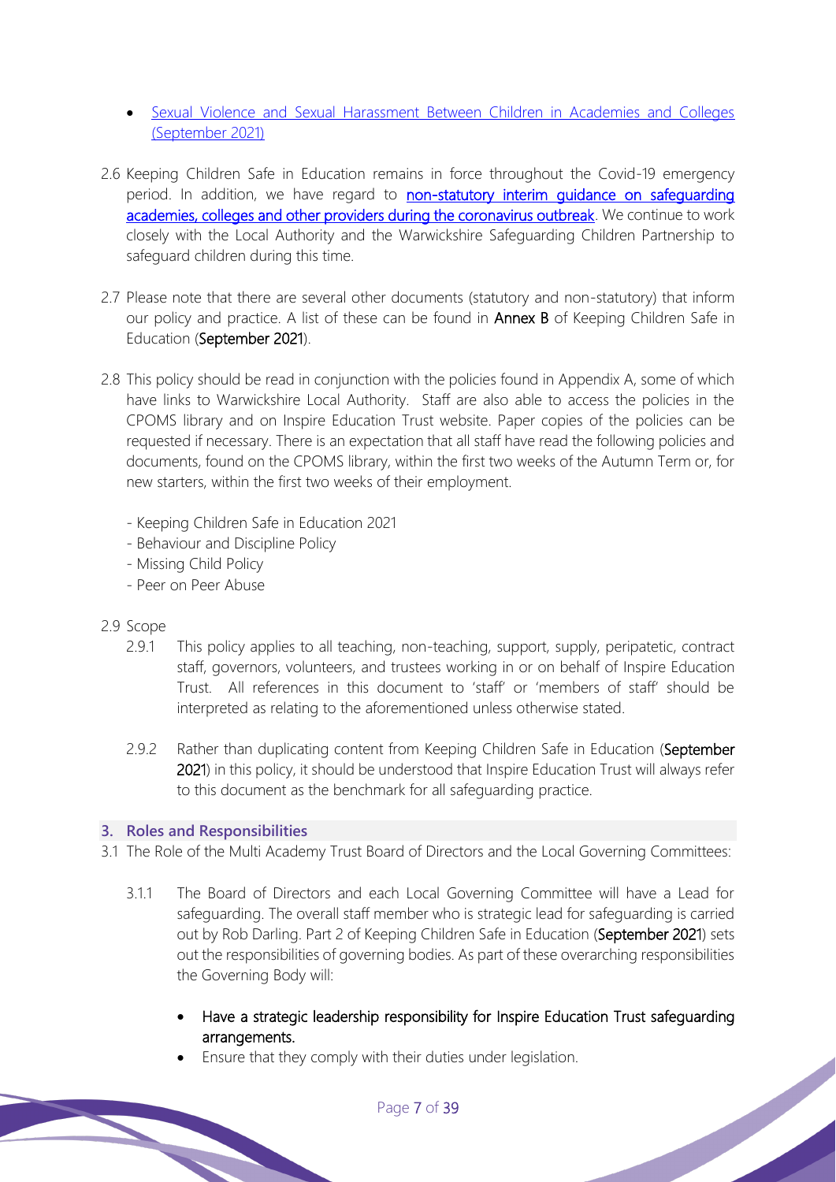- [Sexual Violence and Sexual Harassment Between Children in Academies and Colleges (September 2021)](#)

2.6 Keeping Children Safe in Education remains in force throughout the Covid-19 emergency period. In addition, we have regard to [non-statutory interim guidance on safeguarding academies, colleges and other providers during the coronavirus outbreak](#). We continue to work closely with the Local Authority and the Warwickshire Safeguarding Children Partnership to safeguard children during this time.

2.7 Please note that there are several other documents (statutory and non-statutory) that inform our policy and practice. A list of these can be found in **Annex B** of Keeping Children Safe in Education (**September 2021**).

2.8 This policy should be read in conjunction with the policies found in Appendix A, some of which have links to Warwickshire Local Authority. Staff are also able to access the policies in the CPOMS library and on Inspire Education Trust website. Paper copies of the policies can be requested if necessary. There is an expectation that all staff have read the following policies and documents, found on the CPOMS library, within the first two weeks of the Autumn Term or, for new starters, within the first two weeks of their employment.

- Keeping Children Safe in Education 2021
- Behaviour and Discipline Policy
- Missing Child Policy
- Peer on Peer Abuse

2.9 Scope

2.9.1 This policy applies to all teaching, non-teaching, support, supply, peripatetic, contract staff, governors, volunteers, and trustees working in or on behalf of Inspire Education Trust. All references in this document to 'staff' or 'members of staff' should be interpreted as relating to the aforementioned unless otherwise stated.

2.9.2 Rather than duplicating content from Keeping Children Safe in Education (**September 2021**) in this policy, it should be understood that Inspire Education Trust will always refer to this document as the benchmark for all safeguarding practice.

## 3. Roles and Responsibilities

3.1 The Role of the Multi Academy Trust Board of Directors and the Local Governing Committees:

3.1.1 The Board of Directors and each Local Governing Committee will have a Lead for safeguarding. The overall staff member who is strategic lead for safeguarding is carried out by Rob Darling. Part 2 of Keeping Children Safe in Education (**September 2021**) sets out the responsibilities of governing bodies. As part of these overarching responsibilities the Governing Body will:

- Have a strategic leadership responsibility for Inspire Education Trust safeguarding arrangements.
- Ensure that they comply with their duties under legislation.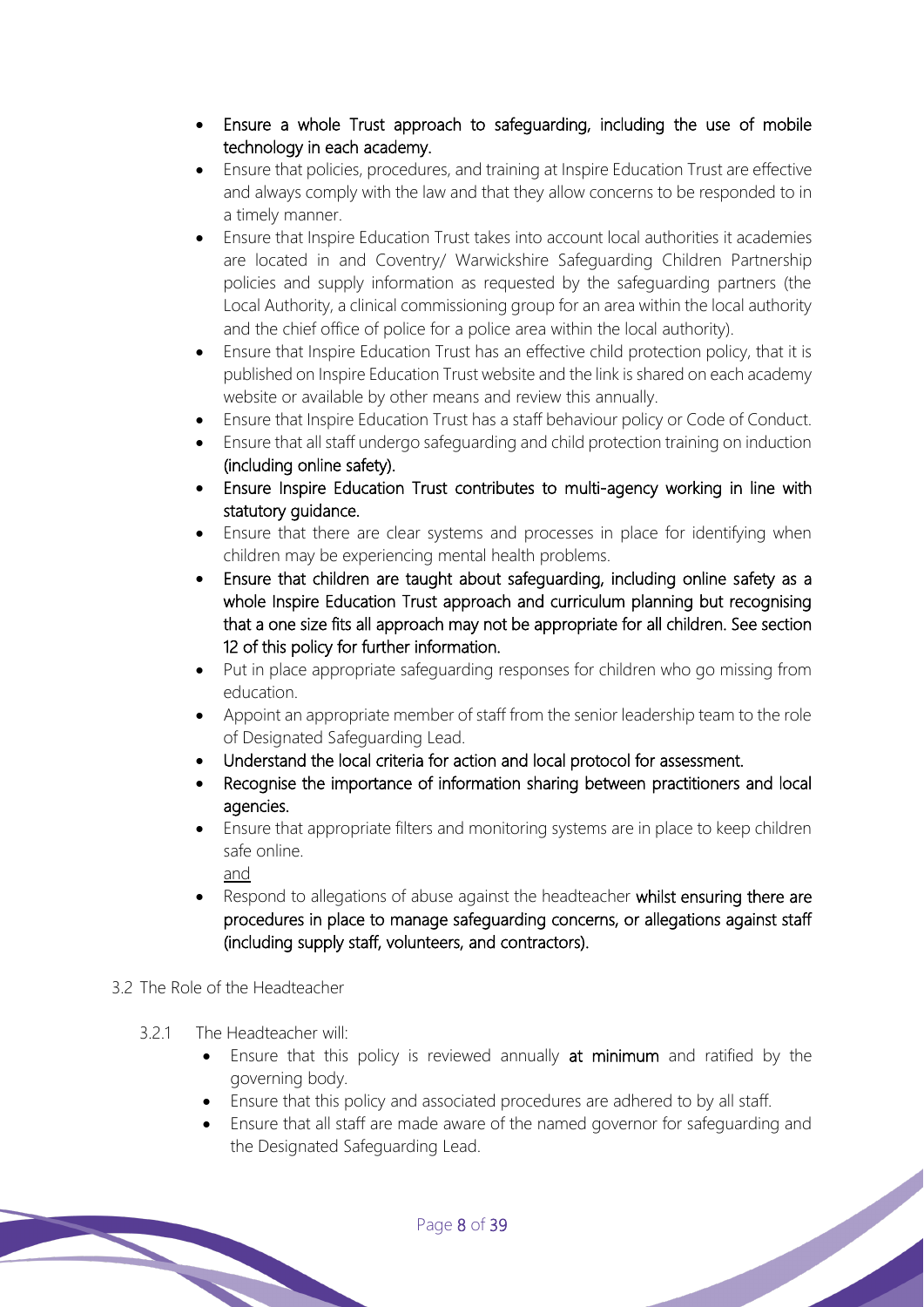- Ensure a whole Trust approach to safeguarding, including the use of mobile technology in each academy.
- Ensure that policies, procedures, and training at Inspire Education Trust are effective and always comply with the law and that they allow concerns to be responded to in a timely manner.
- Ensure that Inspire Education Trust takes into account local authorities it academies are located in and Coventry/ Warwickshire Safeguarding Children Partnership policies and supply information as requested by the safeguarding partners (the Local Authority, a clinical commissioning group for an area within the local authority and the chief office of police for a police area within the local authority).
- Ensure that Inspire Education Trust has an effective child protection policy, that it is published on Inspire Education Trust website and the link is shared on each academy website or available by other means and review this annually.
- Ensure that Inspire Education Trust has a staff behaviour policy or Code of Conduct.
- Ensure that all staff undergo safeguarding and child protection training on induction (including online safety).
- Ensure Inspire Education Trust contributes to multi-agency working in line with statutory guidance.
- Ensure that there are clear systems and processes in place for identifying when children may be experiencing mental health problems.
- Ensure that children are taught about safeguarding, including online safety as a whole Inspire Education Trust approach and curriculum planning but recognising that a one size fits all approach may not be appropriate for all children. See section 12 of this policy for further information.
- Put in place appropriate safeguarding responses for children who go missing from education.
- Appoint an appropriate member of staff from the senior leadership team to the role of Designated Safeguarding Lead.
- Understand the local criteria for action and local protocol for assessment.
- Recognise the importance of information sharing between practitioners and local agencies.
- Ensure that appropriate filters and monitoring systems are in place to keep children safe online.
  
  and
- Respond to allegations of abuse against the headteacher whilst ensuring there are procedures in place to manage safeguarding concerns, or allegations against staff (including supply staff, volunteers, and contractors).

3.2 The Role of the Headteacher

3.2.1 The Headteacher will:

- Ensure that this policy is reviewed annually **at minimum** and ratified by the governing body.
- Ensure that this policy and associated procedures are adhered to by all staff.
- Ensure that all staff are made aware of the named governor for safeguarding and the Designated Safeguarding Lead.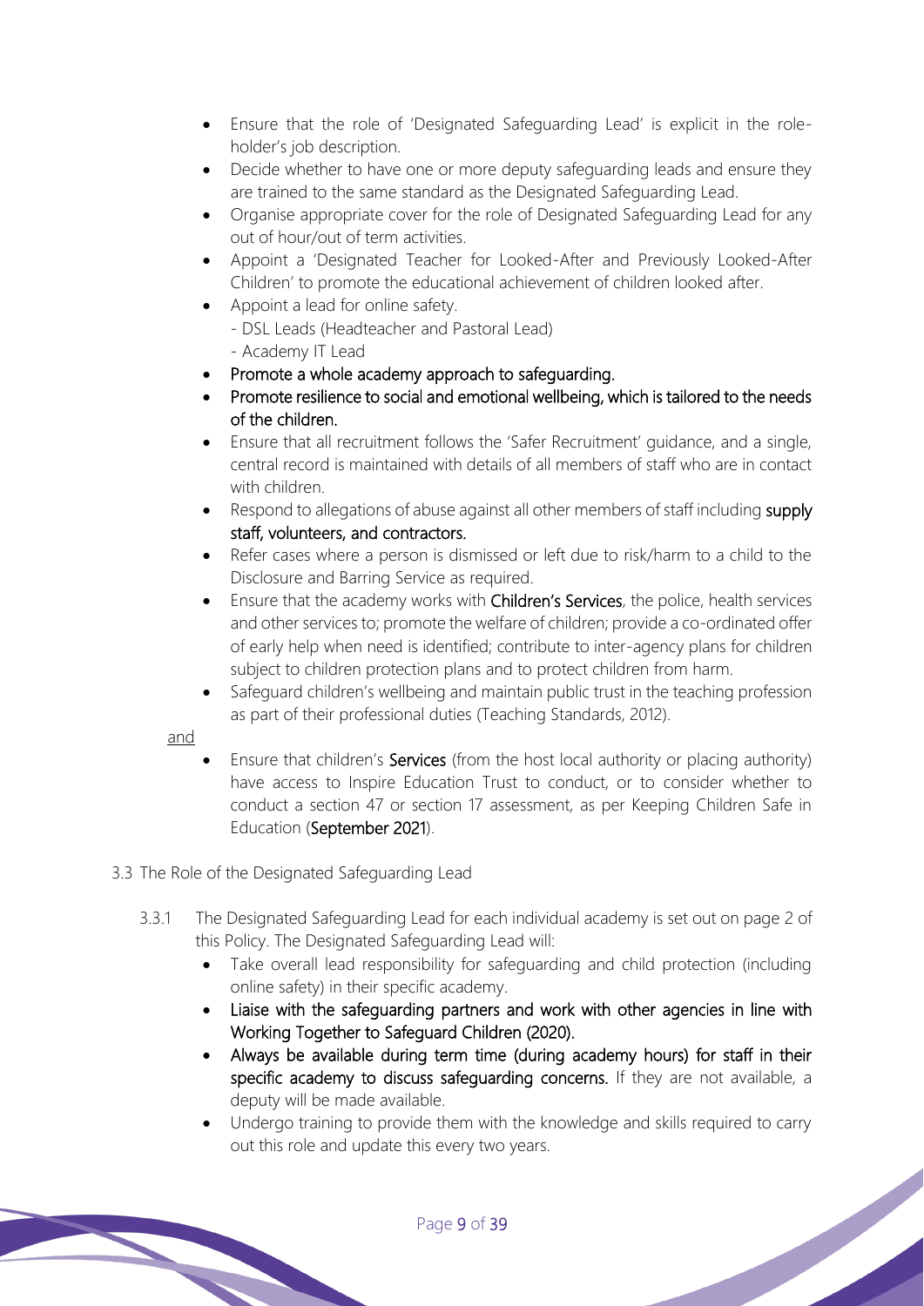- Ensure that the role of 'Designated Safeguarding Lead' is explicit in the role-holder's job description.
- Decide whether to have one or more deputy safeguarding leads and ensure they are trained to the same standard as the Designated Safeguarding Lead.
- Organise appropriate cover for the role of Designated Safeguarding Lead for any out of hour/out of term activities.
- Appoint a 'Designated Teacher for Looked-After and Previously Looked-After Children' to promote the educational achievement of children looked after.
- Appoint a lead for online safety.
  - DSL Leads (Headteacher and Pastoral Lead)
  - Academy IT Lead
- Promote a whole academy approach to safeguarding.
- Promote resilience to social and emotional wellbeing, which is tailored to the needs of the children.
- Ensure that all recruitment follows the 'Safer Recruitment' guidance, and a single, central record is maintained with details of all members of staff who are in contact with children.
- Respond to allegations of abuse against all other members of staff including **supply staff, volunteers, and contractors.**
- Refer cases where a person is dismissed or left due to risk/harm to a child to the Disclosure and Barring Service as required.
- Ensure that the academy works with **Children's Services**, the police, health services and other services to; promote the welfare of children; provide a co-ordinated offer of early help when need is identified; contribute to inter-agency plans for children subject to children protection plans and to protect children from harm.
- Safeguard children's wellbeing and maintain public trust in the teaching profession as part of their professional duties (Teaching Standards, 2012).

and

- Ensure that children's **Services** (from the host local authority or placing authority) have access to Inspire Education Trust to conduct, or to consider whether to conduct a section 47 or section 17 assessment, as per Keeping Children Safe in Education (**September 2021**).

3.3 The Role of the Designated Safeguarding Lead

3.3.1 The Designated Safeguarding Lead for each individual academy is set out on page 2 of this Policy. The Designated Safeguarding Lead will:

- Take overall lead responsibility for safeguarding and child protection (including online safety) in their specific academy.
- Liaise with the safeguarding partners and work with other agencies in line with Working Together to Safeguard Children (2020).
- Always be available during term time (during academy hours) for staff in their specific academy to discuss safeguarding concerns. If they are not available, a deputy will be made available.
- Undergo training to provide them with the knowledge and skills required to carry out this role and update this every two years.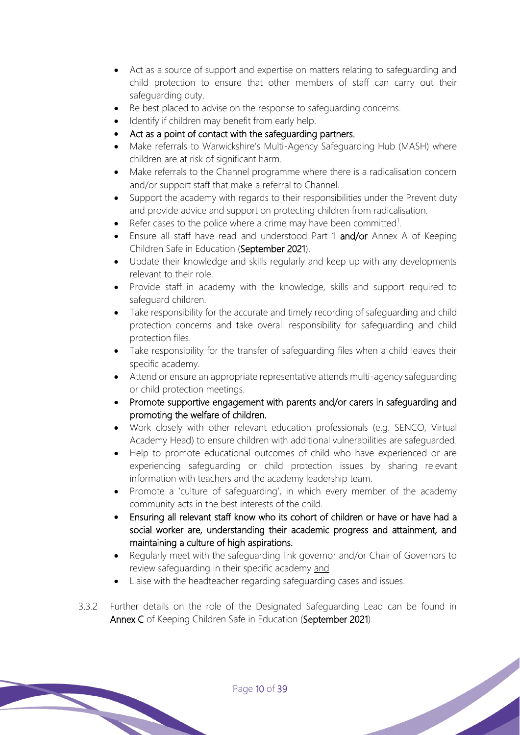- Act as a source of support and expertise on matters relating to safeguarding and child protection to ensure that other members of staff can carry out their safeguarding duty.
- Be best placed to advise on the response to safeguarding concerns.
- Identify if children may benefit from early help.
- Act as a point of contact with the safeguarding partners.
- Make referrals to Warwickshire's Multi-Agency Safeguarding Hub (MASH) where children are at risk of significant harm.
- Make referrals to the Channel programme where there is a radicalisation concern and/or support staff that make a referral to Channel.
- Support the academy with regards to their responsibilities under the Prevent duty and provide advice and support on protecting children from radicalisation.
- Refer cases to the police where a crime may have been committed[1].
- Ensure all staff have read and understood Part 1 **and/or** Annex A of Keeping Children Safe in Education (September 2021).
- Update their knowledge and skills regularly and keep up with any developments relevant to their role.
- Provide staff in academy with the knowledge, skills and support required to safeguard children.
- Take responsibility for the accurate and timely recording of safeguarding and child protection concerns and take overall responsibility for safeguarding and child protection files.
- Take responsibility for the transfer of safeguarding files when a child leaves their specific academy.
- Attend or ensure an appropriate representative attends multi-agency safeguarding or child protection meetings.
- Promote supportive engagement with parents and/or carers in safeguarding and promoting the welfare of children.
- Work closely with other relevant education professionals (e.g. SENCO, Virtual Academy Head) to ensure children with additional vulnerabilities are safeguarded.
- Help to promote educational outcomes of child who have experienced or are experiencing safeguarding or child protection issues by sharing relevant information with teachers and the academy leadership team.
- Promote a 'culture of safeguarding', in which every member of the academy community acts in the best interests of the child.
- Ensuring all relevant staff know who its cohort of children or have or have had a social worker are, understanding their academic progress and attainment, and maintaining a culture of high aspirations.
- Regularly meet with the safeguarding link governor and/or Chair of Governors to review safeguarding in their specific academy and
- Liaise with the headteacher regarding safeguarding cases and issues.

3.3.2 Further details on the role of the Designated Safeguarding Lead can be found in Annex C of Keeping Children Safe in Education (September 2021).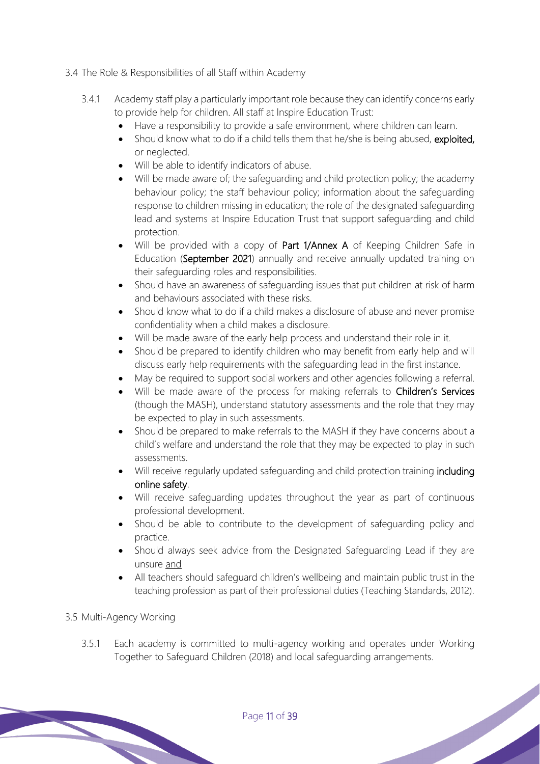## 3.4 The Role & Responsibilities of all Staff within Academy

3.4.1 Academy staff play a particularly important role because they can identify concerns early to provide help for children. All staff at Inspire Education Trust:

- Have a responsibility to provide a safe environment, where children can learn.
- Should know what to do if a child tells them that he/she is being abused, **exploited,** or neglected.
- Will be able to identify indicators of abuse.
- Will be made aware of; the safeguarding and child protection policy; the academy behaviour policy; the staff behaviour policy; information about the safeguarding response to children missing in education; the role of the designated safeguarding lead and systems at Inspire Education Trust that support safeguarding and child protection.
- Will be provided with a copy of **Part 1/Annex A** of Keeping Children Safe in Education (**September 2021**) annually and receive annually updated training on their safeguarding roles and responsibilities.
- Should have an awareness of safeguarding issues that put children at risk of harm and behaviours associated with these risks.
- Should know what to do if a child makes a disclosure of abuse and never promise confidentiality when a child makes a disclosure.
- Will be made aware of the early help process and understand their role in it.
- Should be prepared to identify children who may benefit from early help and will discuss early help requirements with the safeguarding lead in the first instance.
- May be required to support social workers and other agencies following a referral.
- Will be made aware of the process for making referrals to **Children's Services** (though the MASH), understand statutory assessments and the role that they may be expected to play in such assessments.
- Should be prepared to make referrals to the MASH if they have concerns about a child's welfare and understand the role that they may be expected to play in such assessments.
- Will receive regularly updated safeguarding and child protection training **including online safety**.
- Will receive safeguarding updates throughout the year as part of continuous professional development.
- Should be able to contribute to the development of safeguarding policy and practice.
- Should always seek advice from the Designated Safeguarding Lead if they are unsure <u>and</u>
- All teachers should safeguard children's wellbeing and maintain public trust in the teaching profession as part of their professional duties (Teaching Standards, 2012).

## 3.5 Multi-Agency Working

3.5.1 Each academy is committed to multi-agency working and operates under Working Together to Safeguard Children (2018) and local safeguarding arrangements.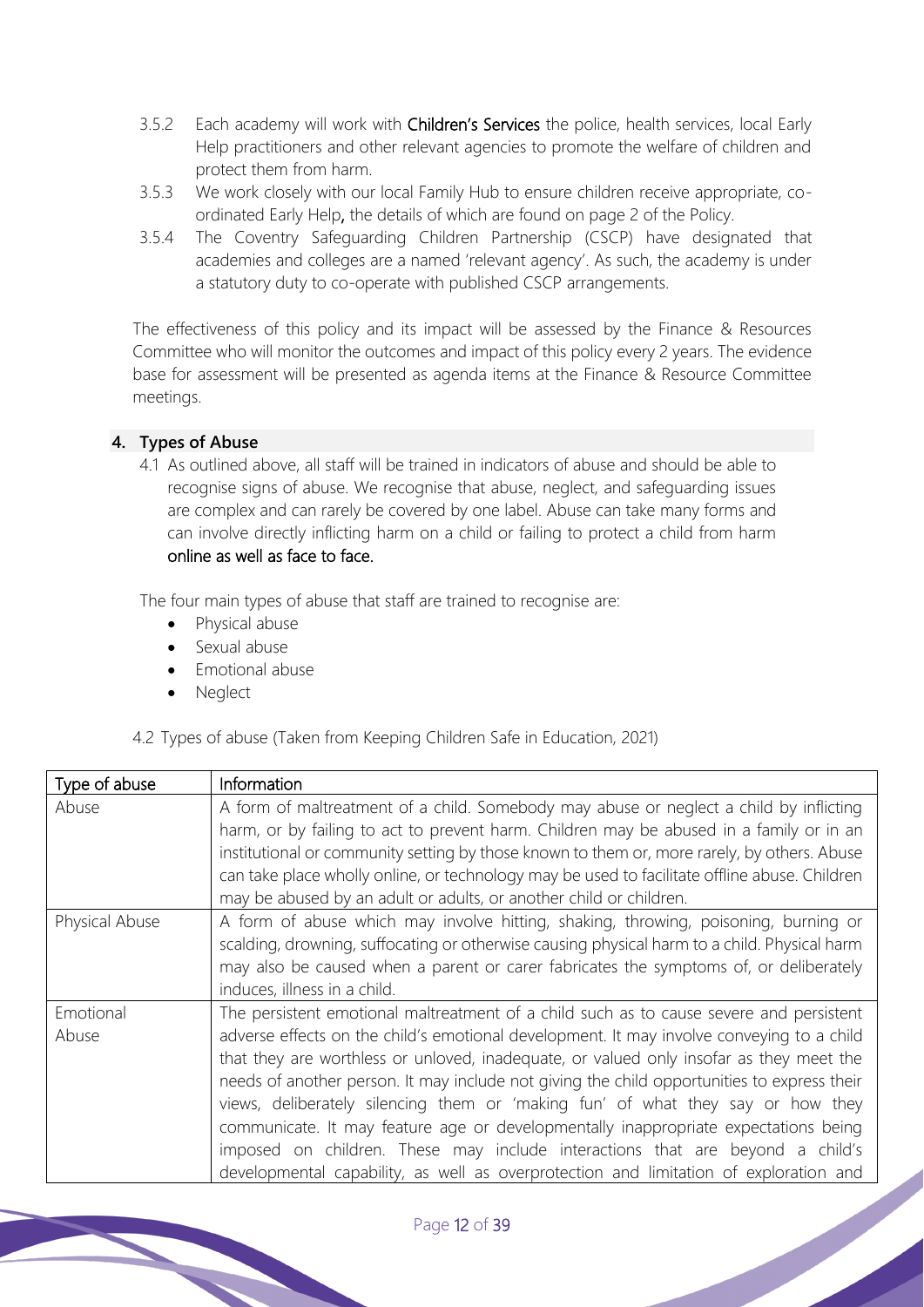3.5.2 Each academy will work with **Children's Services** the police, health services, local Early Help practitioners and other relevant agencies to promote the welfare of children and protect them from harm.

3.5.3 We work closely with our local Family Hub to ensure children receive appropriate, co-ordinated Early Help, the details of which are found on page 2 of the Policy.

3.5.4 The Coventry Safeguarding Children Partnership (CSCP) have designated that academies and colleges are a named 'relevant agency'. As such, the academy is under a statutory duty to co-operate with published CSCP arrangements.

The effectiveness of this policy and its impact will be assessed by the Finance & Resources Committee who will monitor the outcomes and impact of this policy every 2 years. The evidence base for assessment will be presented as agenda items at the Finance & Resource Committee meetings.

## 4. Types of Abuse

4.1 As outlined above, all staff will be trained in indicators of abuse and should be able to recognise signs of abuse. We recognise that abuse, neglect, and safeguarding issues are complex and can rarely be covered by one label. Abuse can take many forms and can involve directly inflicting harm on a child or failing to protect a child from harm online as well as face to face.

The four main types of abuse that staff are trained to recognise are:

- Physical abuse
- Sexual abuse
- Emotional abuse
- Neglect

4.2 Types of abuse (Taken from Keeping Children Safe in Education, 2021)

| Type of abuse | Information |
|---|---|
| Abuse | A form of maltreatment of a child. Somebody may abuse or neglect a child by inflicting harm, or by failing to act to prevent harm. Children may be abused in a family or in an institutional or community setting by those known to them or, more rarely, by others. Abuse can take place wholly online, or technology may be used to facilitate offline abuse. Children may be abused by an adult or adults, or another child or children. |
| Physical Abuse | A form of abuse which may involve hitting, shaking, throwing, poisoning, burning or scalding, drowning, suffocating or otherwise causing physical harm to a child. Physical harm may also be caused when a parent or carer fabricates the symptoms of, or deliberately induces, illness in a child. |
| Emotional Abuse | The persistent emotional maltreatment of a child such as to cause severe and persistent adverse effects on the child's emotional development. It may involve conveying to a child that they are worthless or unloved, inadequate, or valued only insofar as they meet the needs of another person. It may include not giving the child opportunities to express their views, deliberately silencing them or 'making fun' of what they say or how they communicate. It may feature age or developmentally inappropriate expectations being imposed on children. These may include interactions that are beyond a child's developmental capability, as well as overprotection and limitation of exploration and |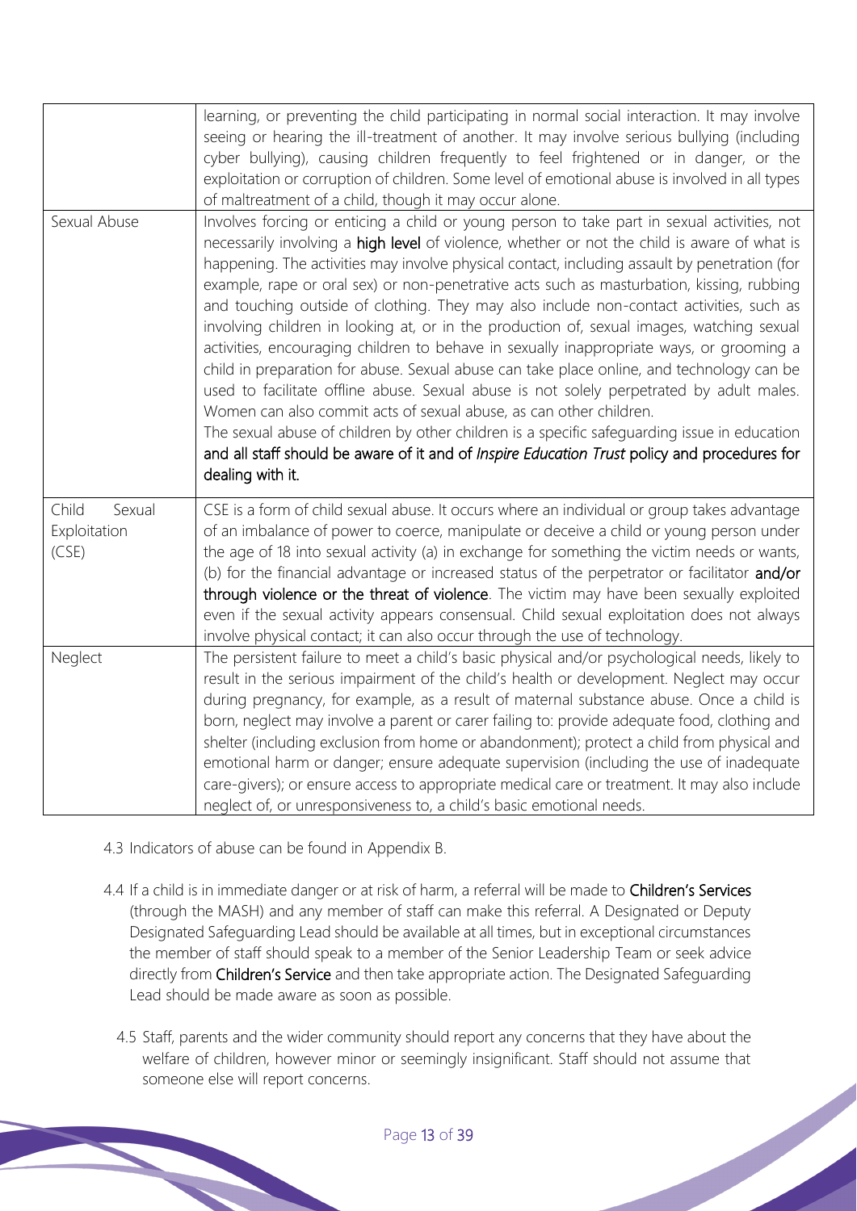| | |
|---|---|
| | learning, or preventing the child participating in normal social interaction. It may involve seeing or hearing the ill-treatment of another. It may involve serious bullying (including cyber bullying), causing children frequently to feel frightened or in danger, or the exploitation or corruption of children. Some level of emotional abuse is involved in all types of maltreatment of a child, though it may occur alone. |
| Sexual Abuse | Involves forcing or enticing a child or young person to take part in sexual activities, not necessarily involving a **high level** of violence, whether or not the child is aware of what is happening. The activities may involve physical contact, including assault by penetration (for example, rape or oral sex) or non-penetrative acts such as masturbation, kissing, rubbing and touching outside of clothing. They may also include non-contact activities, such as involving children in looking at, or in the production of, sexual images, watching sexual activities, encouraging children to behave in sexually inappropriate ways, or grooming a child in preparation for abuse. Sexual abuse can take place online, and technology can be used to facilitate offline abuse. Sexual abuse is not solely perpetrated by adult males. Women can also commit acts of sexual abuse, as can other children.<br>The sexual abuse of children by other children is a specific safeguarding issue in education and all staff should be aware of it and of *Inspire Education Trust* policy and procedures for dealing with it. |
| Child Sexual Exploitation (CSE) | CSE is a form of child sexual abuse. It occurs where an individual or group takes advantage of an imbalance of power to coerce, manipulate or deceive a child or young person under the age of 18 into sexual activity (a) in exchange for something the victim needs or wants, (b) for the financial advantage or increased status of the perpetrator or facilitator **and/or through violence or the threat of violence**. The victim may have been sexually exploited even if the sexual activity appears consensual. Child sexual exploitation does not always involve physical contact; it can also occur through the use of technology. |
| Neglect | The persistent failure to meet a child's basic physical and/or psychological needs, likely to result in the serious impairment of the child's health or development. Neglect may occur during pregnancy, for example, as a result of maternal substance abuse. Once a child is born, neglect may involve a parent or carer failing to: provide adequate food, clothing and shelter (including exclusion from home or abandonment); protect a child from physical and emotional harm or danger; ensure adequate supervision (including the use of inadequate care-givers); or ensure access to appropriate medical care or treatment. It may also include neglect of, or unresponsiveness to, a child's basic emotional needs. |

4.3 Indicators of abuse can be found in Appendix B.

4.4 If a child is in immediate danger or at risk of harm, a referral will be made to **Children's Services** (through the MASH) and any member of staff can make this referral. A Designated or Deputy Designated Safeguarding Lead should be available at all times, but in exceptional circumstances the member of staff should speak to a member of the Senior Leadership Team or seek advice directly from **Children's Service** and then take appropriate action. The Designated Safeguarding Lead should be made aware as soon as possible.

4.5 Staff, parents and the wider community should report any concerns that they have about the welfare of children, however minor or seemingly insignificant. Staff should not assume that someone else will report concerns.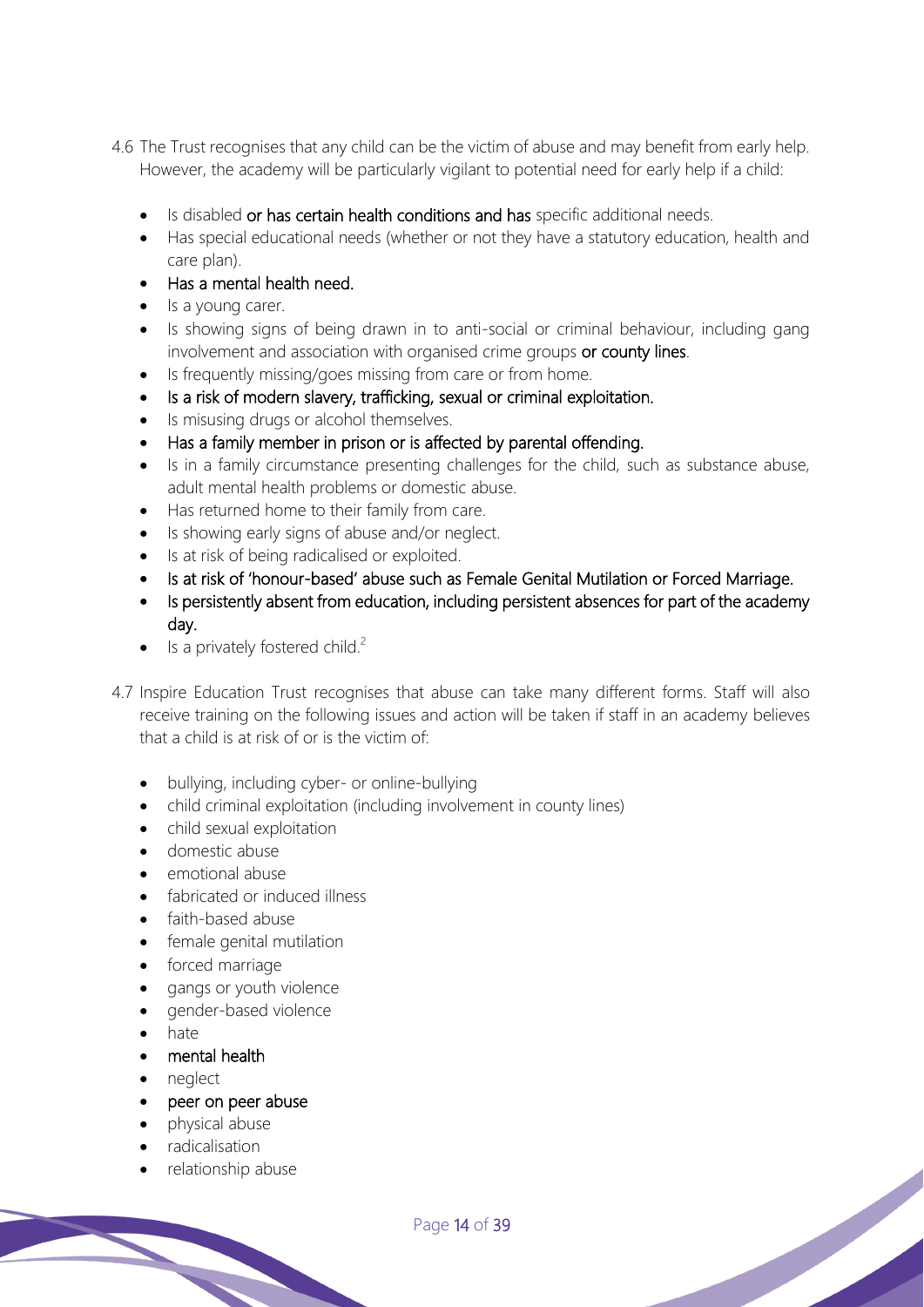4.6 The Trust recognises that any child can be the victim of abuse and may benefit from early help. However, the academy will be particularly vigilant to potential need for early help if a child:

- Is disabled or has certain health conditions and has specific additional needs.
- Has special educational needs (whether or not they have a statutory education, health and care plan).
- Has a mental health need.
- Is a young carer.
- Is showing signs of being drawn in to anti-social or criminal behaviour, including gang involvement and association with organised crime groups or county lines.
- Is frequently missing/goes missing from care or from home.
- Is a risk of modern slavery, trafficking, sexual or criminal exploitation.
- Is misusing drugs or alcohol themselves.
- Has a family member in prison or is affected by parental offending.
- Is in a family circumstance presenting challenges for the child, such as substance abuse, adult mental health problems or domestic abuse.
- Has returned home to their family from care.
- Is showing early signs of abuse and/or neglect.
- Is at risk of being radicalised or exploited.
- Is at risk of 'honour-based' abuse such as Female Genital Mutilation or Forced Marriage.
- Is persistently absent from education, including persistent absences for part of the academy day.
- Is a privately fostered child.[2]

4.7 Inspire Education Trust recognises that abuse can take many different forms. Staff will also receive training on the following issues and action will be taken if staff in an academy believes that a child is at risk of or is the victim of:

- bullying, including cyber- or online-bullying
- child criminal exploitation (including involvement in county lines)
- child sexual exploitation
- domestic abuse
- emotional abuse
- fabricated or induced illness
- faith-based abuse
- female genital mutilation
- forced marriage
- gangs or youth violence
- gender-based violence
- hate
- mental health
- neglect
- peer on peer abuse
- physical abuse
- radicalisation
- relationship abuse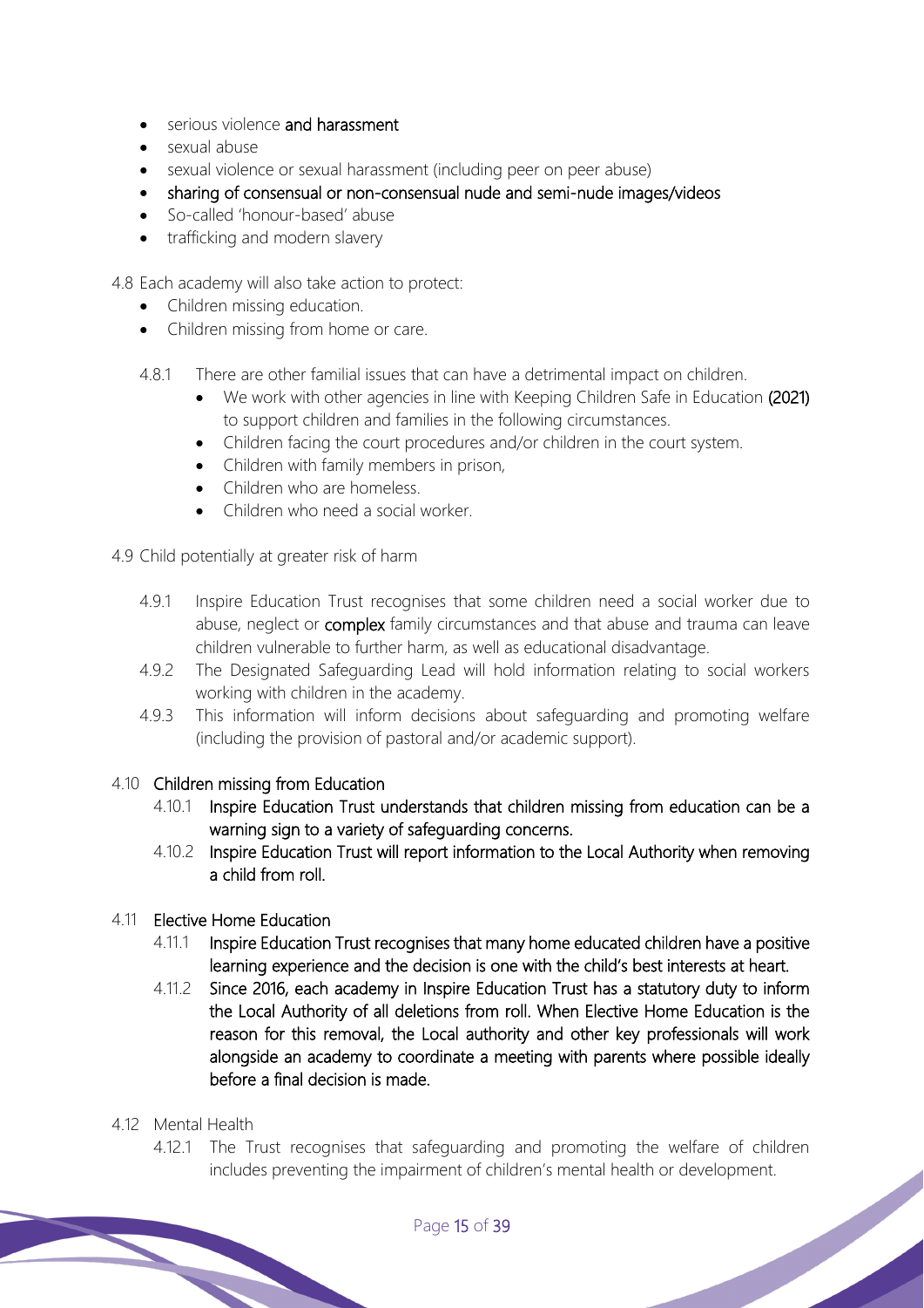- serious violence and harassment
- sexual abuse
- sexual violence or sexual harassment (including peer on peer abuse)
- sharing of consensual or non-consensual nude and semi-nude images/videos
- So-called 'honour-based' abuse
- trafficking and modern slavery

4.8 Each academy will also take action to protect:

- Children missing education.
- Children missing from home or care.

4.8.1 There are other familial issues that can have a detrimental impact on children.

- We work with other agencies in line with Keeping Children Safe in Education (2021) to support children and families in the following circumstances.
- Children facing the court procedures and/or children in the court system.
- Children with family members in prison,
- Children who are homeless.
- Children who need a social worker.

4.9 Child potentially at greater risk of harm

4.9.1 Inspire Education Trust recognises that some children need a social worker due to abuse, neglect or complex family circumstances and that abuse and trauma can leave children vulnerable to further harm, as well as educational disadvantage.

4.9.2 The Designated Safeguarding Lead will hold information relating to social workers working with children in the academy.

4.9.3 This information will inform decisions about safeguarding and promoting welfare (including the provision of pastoral and/or academic support).

4.10 Children missing from Education

4.10.1 Inspire Education Trust understands that children missing from education can be a warning sign to a variety of safeguarding concerns.

4.10.2 Inspire Education Trust will report information to the Local Authority when removing a child from roll.

4.11 Elective Home Education

4.11.1 Inspire Education Trust recognises that many home educated children have a positive learning experience and the decision is one with the child's best interests at heart.

4.11.2 Since 2016, each academy in Inspire Education Trust has a statutory duty to inform the Local Authority of all deletions from roll. When Elective Home Education is the reason for this removal, the Local authority and other key professionals will work alongside an academy to coordinate a meeting with parents where possible ideally before a final decision is made.

4.12 Mental Health

4.12.1 The Trust recognises that safeguarding and promoting the welfare of children includes preventing the impairment of children's mental health or development.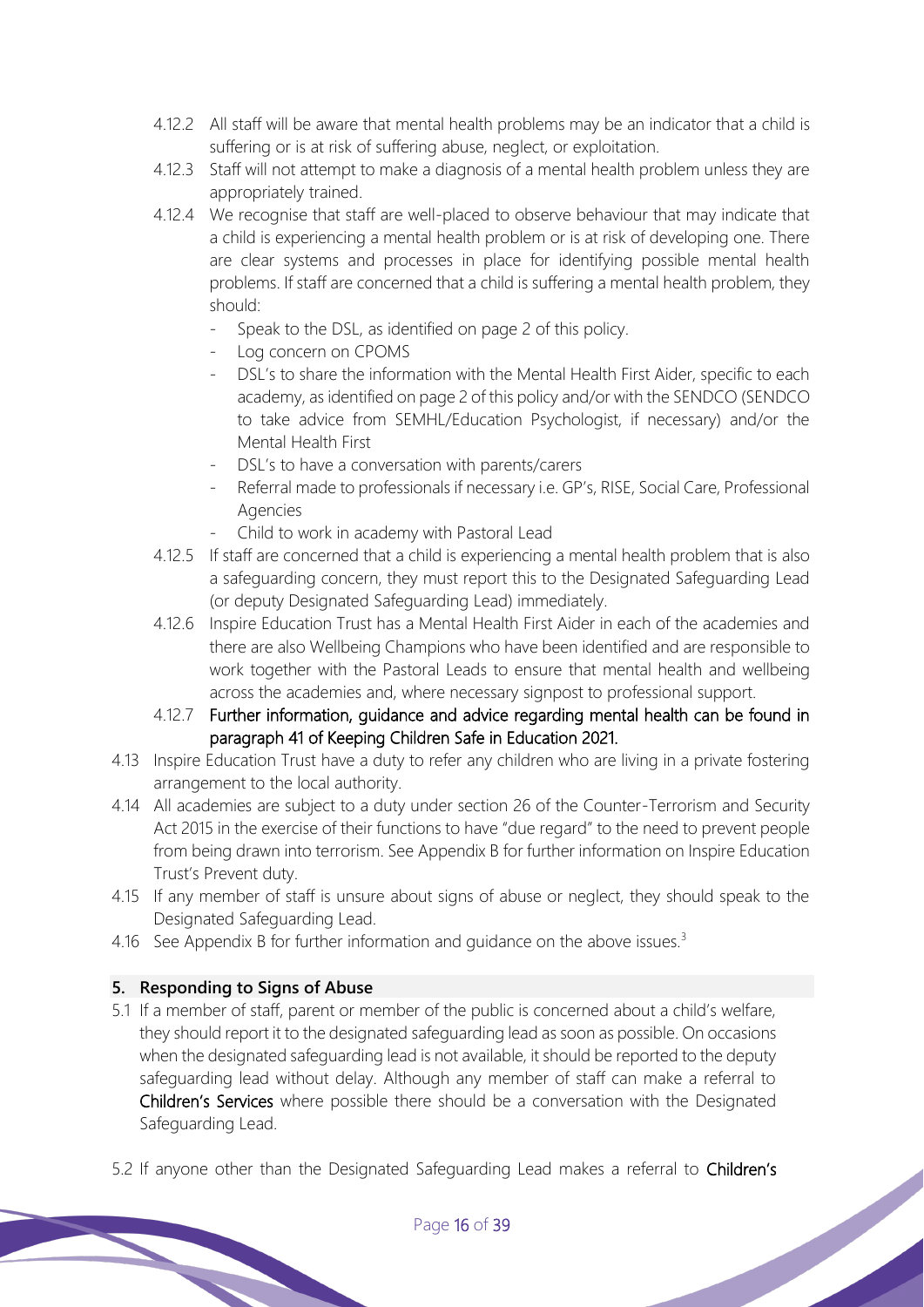4.12.2 All staff will be aware that mental health problems may be an indicator that a child is suffering or is at risk of suffering abuse, neglect, or exploitation.

4.12.3 Staff will not attempt to make a diagnosis of a mental health problem unless they are appropriately trained.

4.12.4 We recognise that staff are well-placed to observe behaviour that may indicate that a child is experiencing a mental health problem or is at risk of developing one. There are clear systems and processes in place for identifying possible mental health problems. If staff are concerned that a child is suffering a mental health problem, they should:

- Speak to the DSL, as identified on page 2 of this policy.
- Log concern on CPOMS
- DSL's to share the information with the Mental Health First Aider, specific to each academy, as identified on page 2 of this policy and/or with the SENDCO (SENDCO to take advice from SEMHL/Education Psychologist, if necessary) and/or the Mental Health First
- DSL's to have a conversation with parents/carers
- Referral made to professionals if necessary i.e. GP's, RISE, Social Care, Professional Agencies
- Child to work in academy with Pastoral Lead

4.12.5 If staff are concerned that a child is experiencing a mental health problem that is also a safeguarding concern, they must report this to the Designated Safeguarding Lead (or deputy Designated Safeguarding Lead) immediately.

4.12.6 Inspire Education Trust has a Mental Health First Aider in each of the academies and there are also Wellbeing Champions who have been identified and are responsible to work together with the Pastoral Leads to ensure that mental health and wellbeing across the academies and, where necessary signpost to professional support.

4.12.7 Further information, guidance and advice regarding mental health can be found in paragraph 41 of Keeping Children Safe in Education 2021.

4.13 Inspire Education Trust have a duty to refer any children who are living in a private fostering arrangement to the local authority.

4.14 All academies are subject to a duty under section 26 of the Counter-Terrorism and Security Act 2015 in the exercise of their functions to have "due regard" to the need to prevent people from being drawn into terrorism. See Appendix B for further information on Inspire Education Trust's Prevent duty.

4.15 If any member of staff is unsure about signs of abuse or neglect, they should speak to the Designated Safeguarding Lead.

4.16 See Appendix B for further information and guidance on the above issues.[3]

## 5. Responding to Signs of Abuse

5.1 If a member of staff, parent or member of the public is concerned about a child's welfare, they should report it to the designated safeguarding lead as soon as possible. On occasions when the designated safeguarding lead is not available, it should be reported to the deputy safeguarding lead without delay. Although any member of staff can make a referral to **Children's Services** where possible there should be a conversation with the Designated Safeguarding Lead.

5.2 If anyone other than the Designated Safeguarding Lead makes a referral to **Children's**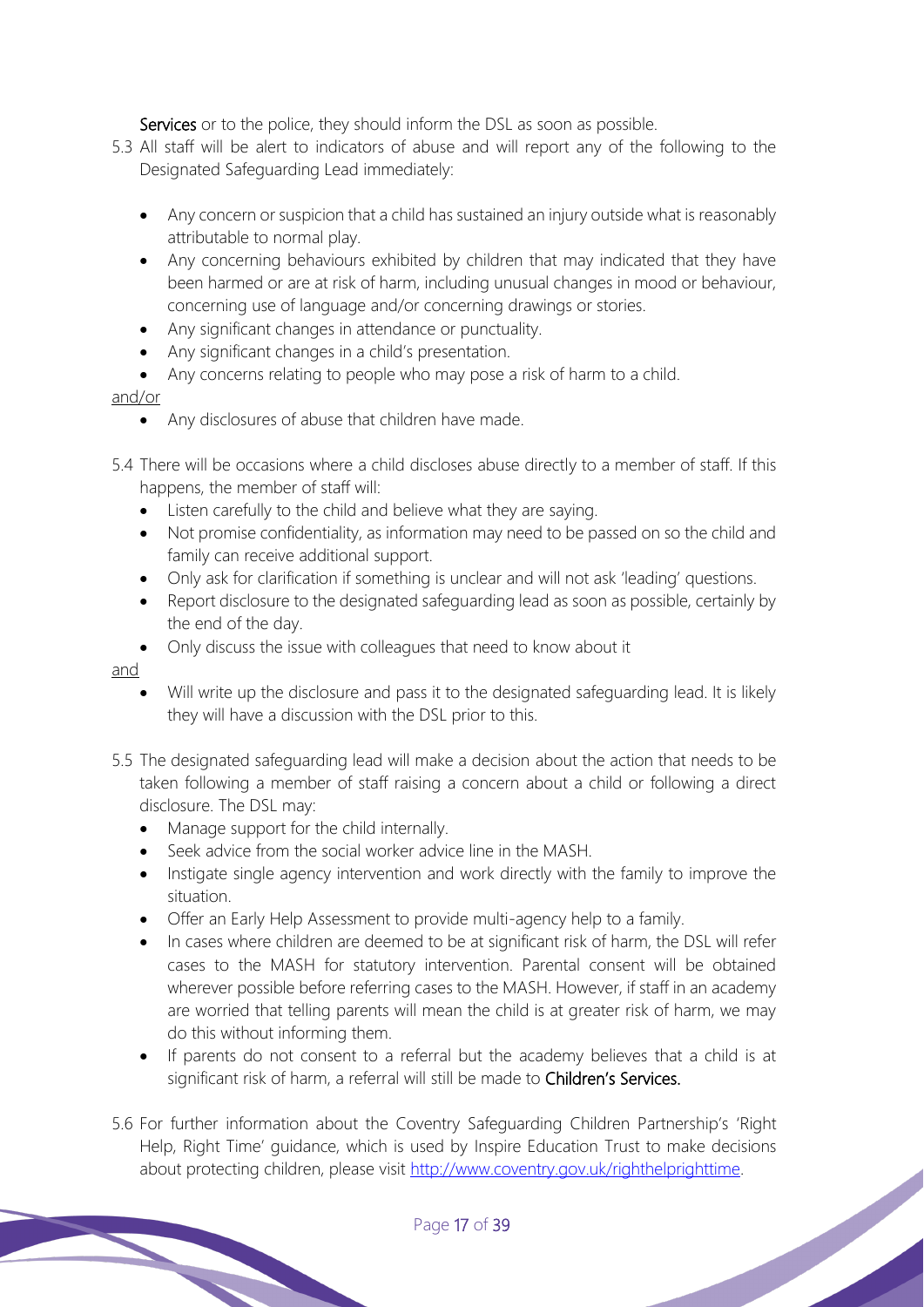**Services** or to the police, they should inform the DSL as soon as possible.

5.3 All staff will be alert to indicators of abuse and will report any of the following to the Designated Safeguarding Lead immediately:

- Any concern or suspicion that a child has sustained an injury outside what is reasonably attributable to normal play.
- Any concerning behaviours exhibited by children that may indicated that they have been harmed or are at risk of harm, including unusual changes in mood or behaviour, concerning use of language and/or concerning drawings or stories.
- Any significant changes in attendance or punctuality.
- Any significant changes in a child's presentation.
- Any concerns relating to people who may pose a risk of harm to a child.

<u>and/or</u>

- Any disclosures of abuse that children have made.

5.4 There will be occasions where a child discloses abuse directly to a member of staff. If this happens, the member of staff will:

- Listen carefully to the child and believe what they are saying.
- Not promise confidentiality, as information may need to be passed on so the child and family can receive additional support.
- Only ask for clarification if something is unclear and will not ask 'leading' questions.
- Report disclosure to the designated safeguarding lead as soon as possible, certainly by the end of the day.
- Only discuss the issue with colleagues that need to know about it

<u>and</u>

- Will write up the disclosure and pass it to the designated safeguarding lead. It is likely they will have a discussion with the DSL prior to this.

5.5 The designated safeguarding lead will make a decision about the action that needs to be taken following a member of staff raising a concern about a child or following a direct disclosure. The DSL may:

- Manage support for the child internally.
- Seek advice from the social worker advice line in the MASH.
- Instigate single agency intervention and work directly with the family to improve the situation.
- Offer an Early Help Assessment to provide multi-agency help to a family.
- In cases where children are deemed to be at significant risk of harm, the DSL will refer cases to the MASH for statutory intervention. Parental consent will be obtained wherever possible before referring cases to the MASH. However, if staff in an academy are worried that telling parents will mean the child is at greater risk of harm, we may do this without informing them.
- If parents do not consent to a referral but the academy believes that a child is at significant risk of harm, a referral will still be made to **Children's Services.**

5.6 For further information about the Coventry Safeguarding Children Partnership's 'Right Help, Right Time' guidance, which is used by Inspire Education Trust to make decisions about protecting children, please visit [http://www.coventry.gov.uk/righthelprighttime](http://www.coventry.gov.uk/righthelprighttime).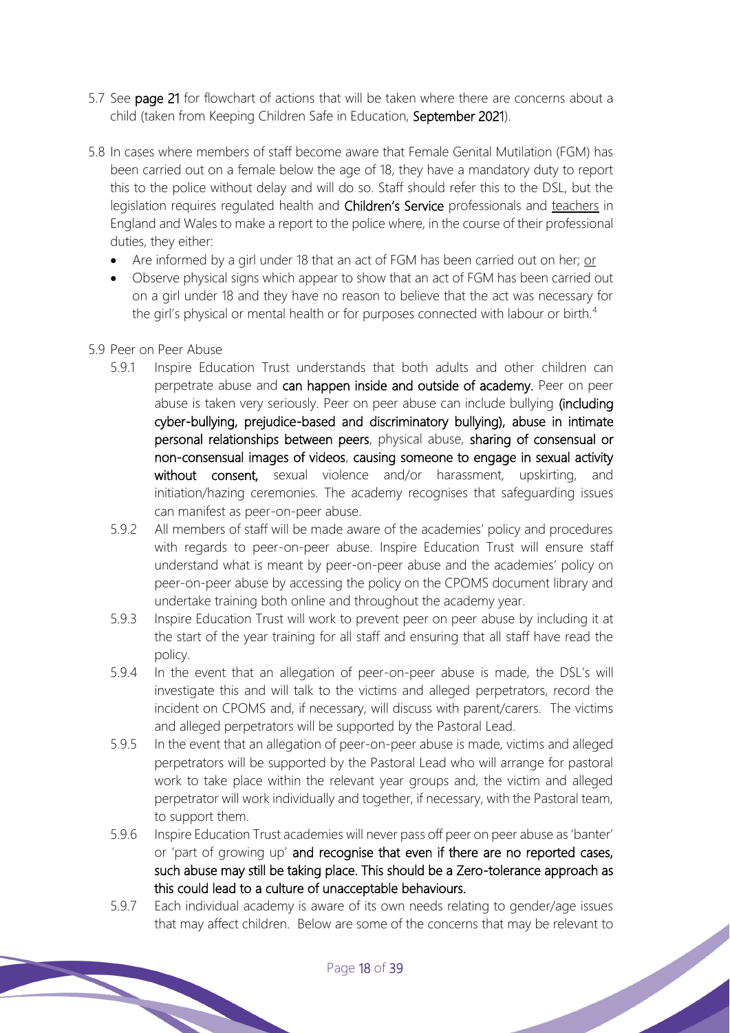5.7 See **page 21** for flowchart of actions that will be taken where there are concerns about a child (taken from Keeping Children Safe in Education, **September 2021**).

5.8 In cases where members of staff become aware that Female Genital Mutilation (FGM) has been carried out on a female below the age of 18, they have a mandatory duty to report this to the police without delay and will do so. Staff should refer this to the DSL, but the legislation requires regulated health and **Children's Service** professionals and teachers in England and Wales to make a report to the police where, in the course of their professional duties, they either:

- Are informed by a girl under 18 that an act of FGM has been carried out on her; or
- Observe physical signs which appear to show that an act of FGM has been carried out on a girl under 18 and they have no reason to believe that the act was necessary for the girl's physical or mental health or for purposes connected with labour or birth.[4]

5.9 Peer on Peer Abuse

5.9.1 Inspire Education Trust understands that both adults and other children can perpetrate abuse and **can happen inside and outside of academy.** Peer on peer abuse is taken very seriously. Peer on peer abuse can include bullying **(including cyber-bullying, prejudice-based and discriminatory bullying), abuse in intimate personal relationships between peers**, physical abuse, **sharing of consensual or non-consensual images of videos**, **causing someone to engage in sexual activity without consent,** sexual violence and/or harassment, upskirting, and initiation/hazing ceremonies. The academy recognises that safeguarding issues can manifest as peer-on-peer abuse.

5.9.2 All members of staff will be made aware of the academies' policy and procedures with regards to peer-on-peer abuse. Inspire Education Trust will ensure staff understand what is meant by peer-on-peer abuse and the academies' policy on peer-on-peer abuse by accessing the policy on the CPOMS document library and undertake training both online and throughout the academy year.

5.9.3 Inspire Education Trust will work to prevent peer on peer abuse by including it at the start of the year training for all staff and ensuring that all staff have read the policy.

5.9.4 In the event that an allegation of peer-on-peer abuse is made, the DSL's will investigate this and will talk to the victims and alleged perpetrators, record the incident on CPOMS and, if necessary, will discuss with parent/carers. The victims and alleged perpetrators will be supported by the Pastoral Lead.

5.9.5 In the event that an allegation of peer-on-peer abuse is made, victims and alleged perpetrators will be supported by the Pastoral Lead who will arrange for pastoral work to take place within the relevant year groups and, the victim and alleged perpetrator will work individually and together, if necessary, with the Pastoral team, to support them.

5.9.6 Inspire Education Trust academies will never pass off peer on peer abuse as 'banter' or 'part of growing up' **and recognise that even if there are no reported cases, such abuse may still be taking place. This should be a Zero-tolerance approach as this could lead to a culture of unacceptable behaviours.**

5.9.7 Each individual academy is aware of its own needs relating to gender/age issues that may affect children. Below are some of the concerns that may be relevant to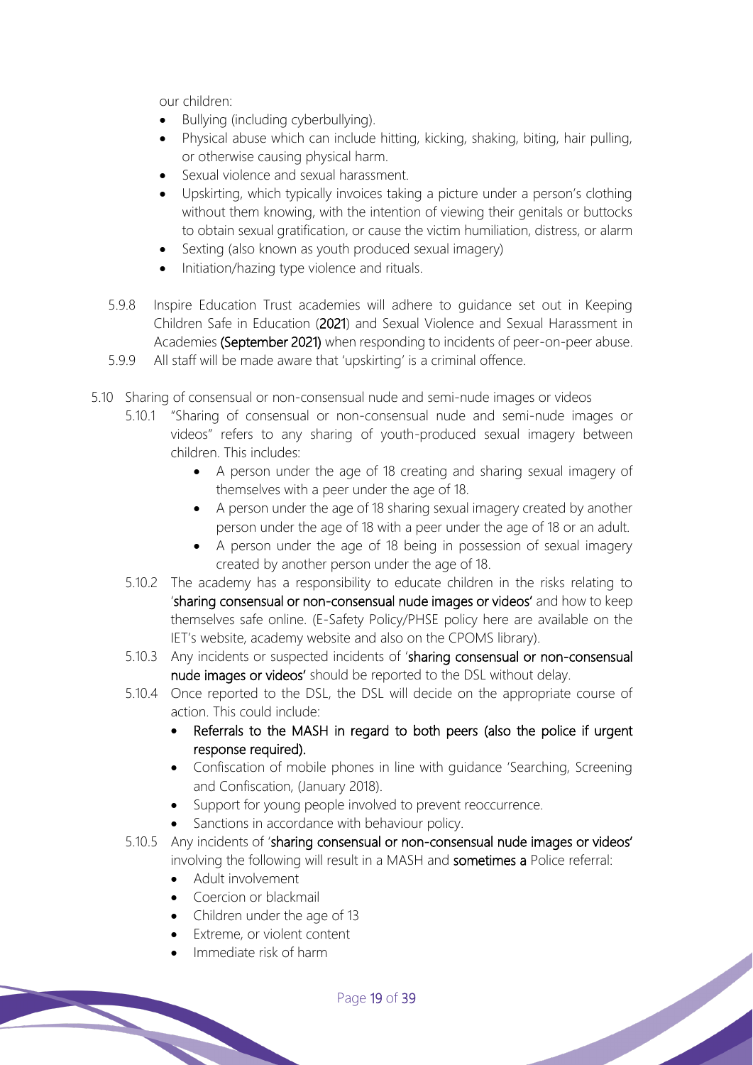our children:

- Bullying (including cyberbullying).
- Physical abuse which can include hitting, kicking, shaking, biting, hair pulling, or otherwise causing physical harm.
- Sexual violence and sexual harassment.
- Upskirting, which typically invoices taking a picture under a person's clothing without them knowing, with the intention of viewing their genitals or buttocks to obtain sexual gratification, or cause the victim humiliation, distress, or alarm
- Sexting (also known as youth produced sexual imagery)
- Initiation/hazing type violence and rituals.

5.9.8 Inspire Education Trust academies will adhere to guidance set out in Keeping Children Safe in Education (2021) and Sexual Violence and Sexual Harassment in Academies (September 2021) when responding to incidents of peer-on-peer abuse.

5.9.9 All staff will be made aware that 'upskirting' is a criminal offence.

5.10 Sharing of consensual or non-consensual nude and semi-nude images or videos

5.10.1 "Sharing of consensual or non-consensual nude and semi-nude images or videos" refers to any sharing of youth-produced sexual imagery between children. This includes:

- A person under the age of 18 creating and sharing sexual imagery of themselves with a peer under the age of 18.
- A person under the age of 18 sharing sexual imagery created by another person under the age of 18 with a peer under the age of 18 or an adult.
- A person under the age of 18 being in possession of sexual imagery created by another person under the age of 18.

5.10.2 The academy has a responsibility to educate children in the risks relating to 'sharing consensual or non-consensual nude images or videos' and how to keep themselves safe online. (E-Safety Policy/PHSE policy here are available on the IET's website, academy website and also on the CPOMS library).

5.10.3 Any incidents or suspected incidents of 'sharing consensual or non-consensual nude images or videos' should be reported to the DSL without delay.

5.10.4 Once reported to the DSL, the DSL will decide on the appropriate course of action. This could include:

- Referrals to the MASH in regard to both peers (also the police if urgent response required).
- Confiscation of mobile phones in line with guidance 'Searching, Screening and Confiscation, (January 2018).
- Support for young people involved to prevent reoccurrence.
- Sanctions in accordance with behaviour policy.

5.10.5 Any incidents of 'sharing consensual or non-consensual nude images or videos' involving the following will result in a MASH and sometimes a Police referral:

- Adult involvement
- Coercion or blackmail
- Children under the age of 13
- Extreme, or violent content
- Immediate risk of harm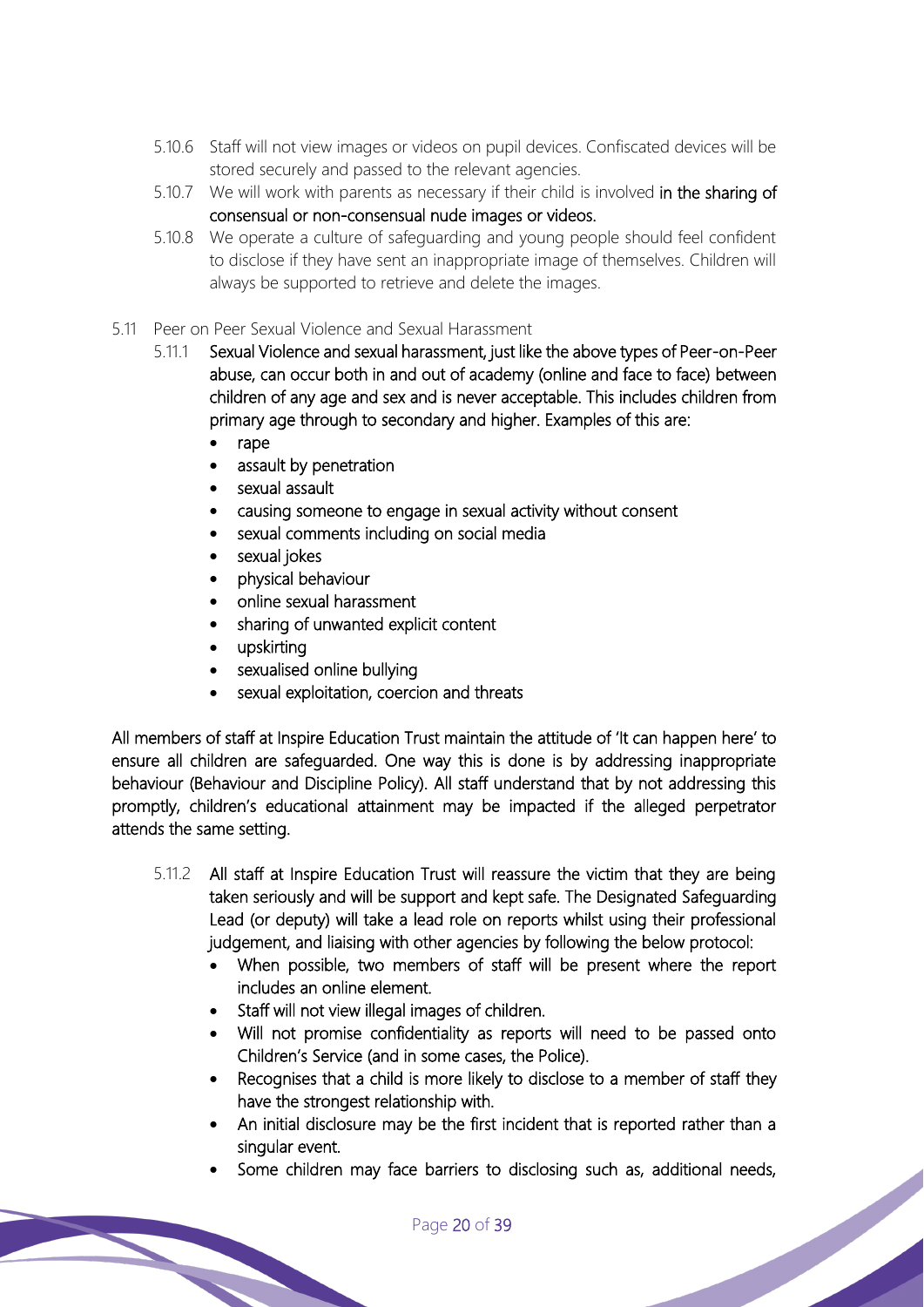5.10.6 Staff will not view images or videos on pupil devices. Confiscated devices will be stored securely and passed to the relevant agencies.

5.10.7 We will work with parents as necessary if their child is involved in the sharing of consensual or non-consensual nude images or videos.

5.10.8 We operate a culture of safeguarding and young people should feel confident to disclose if they have sent an inappropriate image of themselves. Children will always be supported to retrieve and delete the images.

5.11 Peer on Peer Sexual Violence and Sexual Harassment

5.11.1 Sexual Violence and sexual harassment, just like the above types of Peer-on-Peer abuse, can occur both in and out of academy (online and face to face) between children of any age and sex and is never acceptable. This includes children from primary age through to secondary and higher. Examples of this are:

- rape
- assault by penetration
- sexual assault
- causing someone to engage in sexual activity without consent
- sexual comments including on social media
- sexual jokes
- physical behaviour
- online sexual harassment
- sharing of unwanted explicit content
- upskirting
- sexualised online bullying
- sexual exploitation, coercion and threats

All members of staff at Inspire Education Trust maintain the attitude of 'It can happen here' to ensure all children are safeguarded. One way this is done is by addressing inappropriate behaviour (Behaviour and Discipline Policy). All staff understand that by not addressing this promptly, children's educational attainment may be impacted if the alleged perpetrator attends the same setting.

5.11.2 All staff at Inspire Education Trust will reassure the victim that they are being taken seriously and will be support and kept safe. The Designated Safeguarding Lead (or deputy) will take a lead role on reports whilst using their professional judgement, and liaising with other agencies by following the below protocol:

- When possible, two members of staff will be present where the report includes an online element.
- Staff will not view illegal images of children.
- Will not promise confidentiality as reports will need to be passed onto Children's Service (and in some cases, the Police).
- Recognises that a child is more likely to disclose to a member of staff they have the strongest relationship with.
- An initial disclosure may be the first incident that is reported rather than a singular event.
- Some children may face barriers to disclosing such as, additional needs,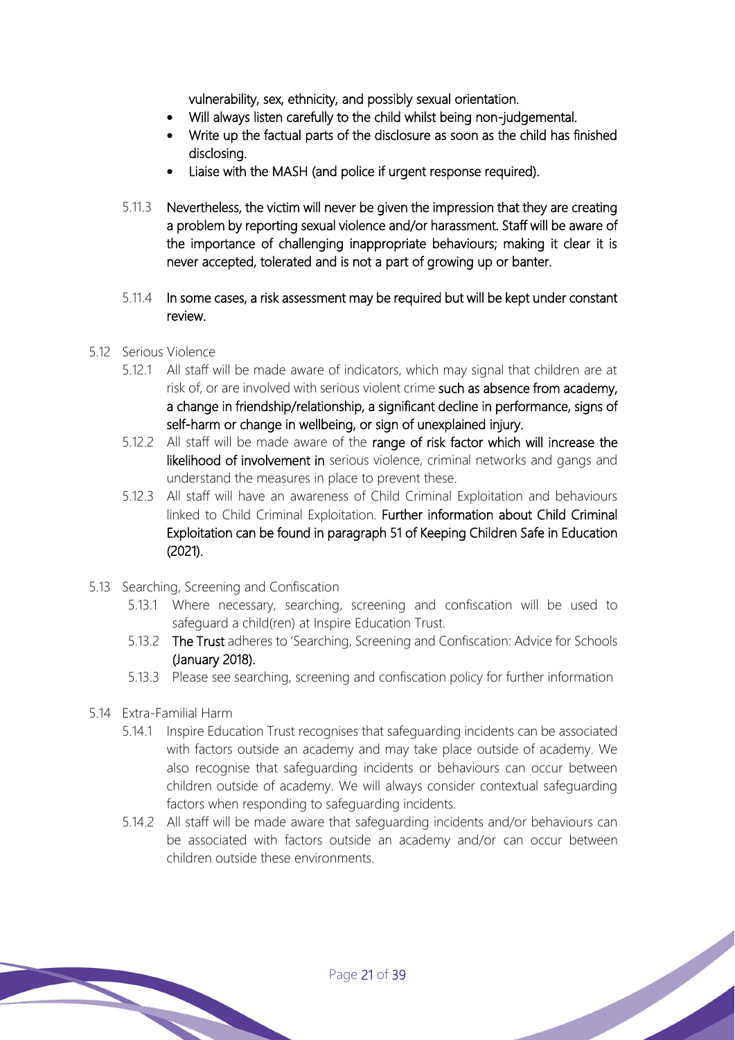vulnerability, sex, ethnicity, and possibly sexual orientation.

- Will always listen carefully to the child whilst being non-judgemental.
- Write up the factual parts of the disclosure as soon as the child has finished disclosing.
- Liaise with the MASH (and police if urgent response required).

5.11.3 Nevertheless, the victim will never be given the impression that they are creating a problem by reporting sexual violence and/or harassment. Staff will be aware of the importance of challenging inappropriate behaviours; making it clear it is never accepted, tolerated and is not a part of growing up or banter.

5.11.4 In some cases, a risk assessment may be required but will be kept under constant review.

5.12 Serious Violence

5.12.1 All staff will be made aware of indicators, which may signal that children are at risk of, or are involved with serious violent crime such as absence from academy, a change in friendship/relationship, a significant decline in performance, signs of self-harm or change in wellbeing, or sign of unexplained injury.

5.12.2 All staff will be made aware of the range of risk factor which will increase the likelihood of involvement in serious violence, criminal networks and gangs and understand the measures in place to prevent these.

5.12.3 All staff will have an awareness of Child Criminal Exploitation and behaviours linked to Child Criminal Exploitation. Further information about Child Criminal Exploitation can be found in paragraph 51 of Keeping Children Safe in Education (2021).

5.13 Searching, Screening and Confiscation

5.13.1 Where necessary, searching, screening and confiscation will be used to safeguard a child(ren) at Inspire Education Trust.

5.13.2 The Trust adheres to 'Searching, Screening and Confiscation: Advice for Schools (January 2018).

5.13.3 Please see searching, screening and confiscation policy for further information

5.14 Extra-Familial Harm

5.14.1 Inspire Education Trust recognises that safeguarding incidents can be associated with factors outside an academy and may take place outside of academy. We also recognise that safeguarding incidents or behaviours can occur between children outside of academy. We will always consider contextual safeguarding factors when responding to safeguarding incidents.

5.14.2 All staff will be made aware that safeguarding incidents and/or behaviours can be associated with factors outside an academy and/or can occur between children outside these environments.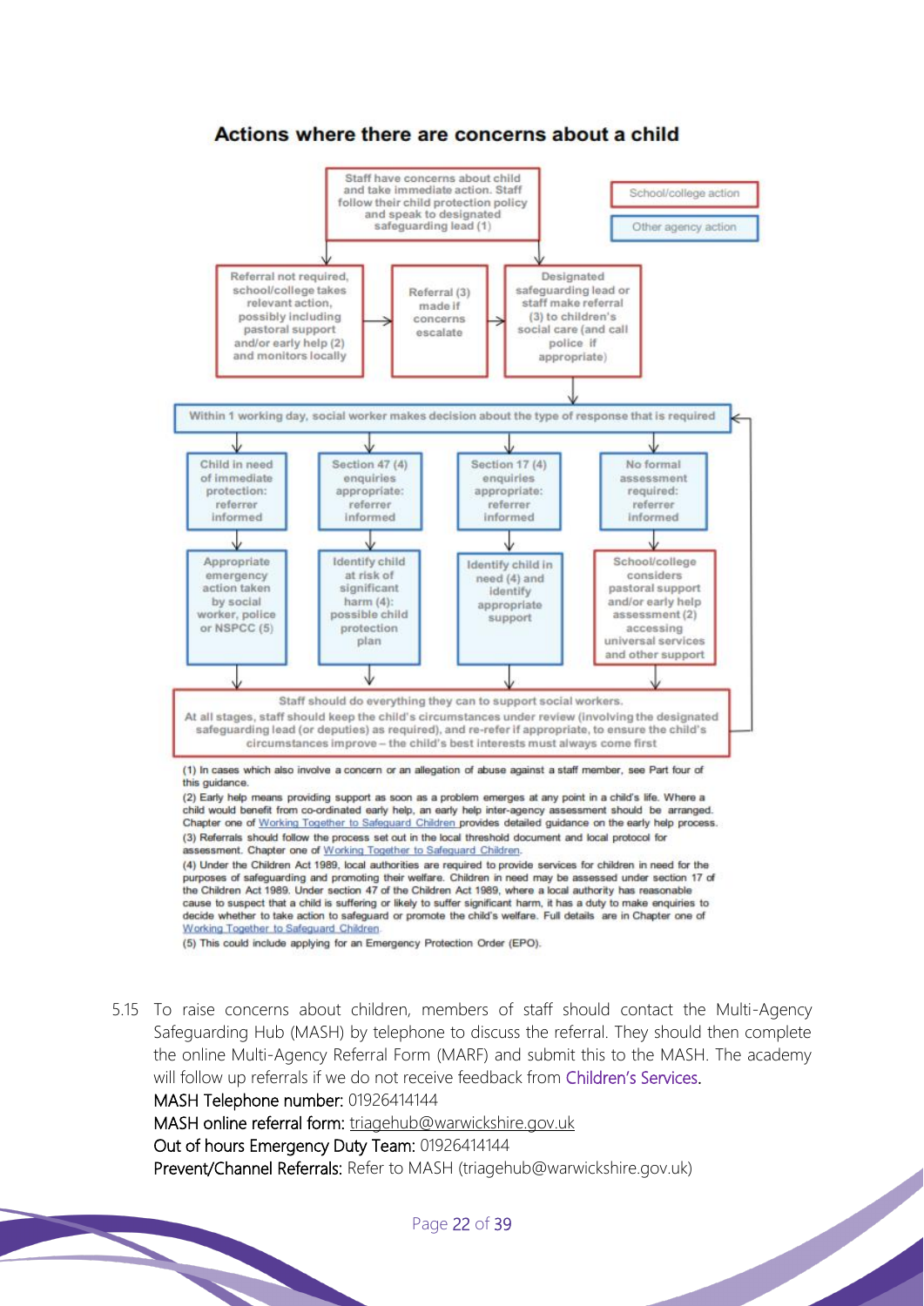## Actions where there are concerns about a child

Staff have concerns about child and take immediate action. Staff follow their child protection policy and speak to designated safeguarding lead (1)

School/college action

Other agency action

Referral not required, school/college takes relevant action, possibly including pastoral support and/or early help (2) and monitors locally

Referral (3) made if concerns escalate

Designated safeguarding lead or staff make referral (3) to children's social care (and call police if appropriate)

Within 1 working day, social worker makes decision about the type of response that is required

| Child in need of immediate protection: referrer informed | Section 47 (4) enquiries appropriate: referrer informed | Section 17 (4) enquiries appropriate: referrer informed | No formal assessment required: referrer informed |
| --- | --- | --- | --- |
| Appropriate emergency action taken by social worker, police or NSPCC (5) | Identify child at risk of significant harm (4): possible child protection plan | Identify child in need (4) and identify appropriate support | School/college considers pastoral support and/or early help assessment (2) accessing universal services and other support |

Staff should do everything they can to support social workers.
At all stages, staff should keep the child's circumstances under review (involving the designated safeguarding lead (or deputies) as required), and re-refer if appropriate, to ensure the child's circumstances improve – the child's best interests must always come first

(1) In cases which also involve a concern or an allegation of abuse against a staff member, see Part four of this guidance.

(2) Early help means providing support as soon as a problem emerges at any point in a child's life. Where a child would benefit from co-ordinated early help, an early help inter-agency assessment should be arranged. Chapter one of Working Together to Safeguard Children provides detailed guidance on the early help process.

(3) Referrals should follow the process set out in the local threshold document and local protocol for assessment. Chapter one of Working Together to Safeguard Children.

(4) Under the Children Act 1989, local authorities are required to provide services for children in need for the purposes of safeguarding and promoting their welfare. Children in need may be assessed under section 17 of the Children Act 1989. Under section 47 of the Children Act 1989, where a local authority has reasonable cause to suspect that a child is suffering or likely to suffer significant harm, it has a duty to make enquiries to decide whether to take action to safeguard or promote the child's welfare. Full details are in Chapter one of Working Together to Safeguard Children.

(5) This could include applying for an Emergency Protection Order (EPO).

5.15 To raise concerns about children, members of staff should contact the Multi-Agency Safeguarding Hub (MASH) by telephone to discuss the referral. They should then complete the online Multi-Agency Referral Form (MARF) and submit this to the MASH. The academy will follow up referrals if we do not receive feedback from Children's Services.
MASH Telephone number: 01926414144
MASH online referral form: triagehub@warwickshire.gov.uk
Out of hours Emergency Duty Team: 01926414144
Prevent/Channel Referrals: Refer to MASH (triagehub@warwickshire.gov.uk)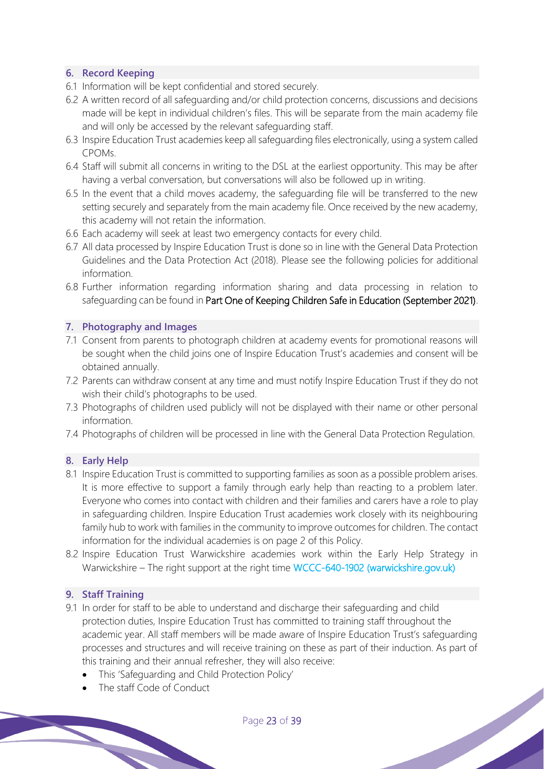## 6. Record Keeping

6.1 Information will be kept confidential and stored securely.

6.2 A written record of all safeguarding and/or child protection concerns, discussions and decisions made will be kept in individual children's files. This will be separate from the main academy file and will only be accessed by the relevant safeguarding staff.

6.3 Inspire Education Trust academies keep all safeguarding files electronically, using a system called CPOMs.

6.4 Staff will submit all concerns in writing to the DSL at the earliest opportunity. This may be after having a verbal conversation, but conversations will also be followed up in writing.

6.5 In the event that a child moves academy, the safeguarding file will be transferred to the new setting securely and separately from the main academy file. Once received by the new academy, this academy will not retain the information.

6.6 Each academy will seek at least two emergency contacts for every child.

6.7 All data processed by Inspire Education Trust is done so in line with the General Data Protection Guidelines and the Data Protection Act (2018). Please see the following policies for additional information.

6.8 Further information regarding information sharing and data processing in relation to safeguarding can be found in Part One of Keeping Children Safe in Education (September 2021).

## 7. Photography and Images

7.1 Consent from parents to photograph children at academy events for promotional reasons will be sought when the child joins one of Inspire Education Trust's academies and consent will be obtained annually.

7.2 Parents can withdraw consent at any time and must notify Inspire Education Trust if they do not wish their child's photographs to be used.

7.3 Photographs of children used publicly will not be displayed with their name or other personal information.

7.4 Photographs of children will be processed in line with the General Data Protection Regulation.

## 8. Early Help

8.1 Inspire Education Trust is committed to supporting families as soon as a possible problem arises. It is more effective to support a family through early help than reacting to a problem later. Everyone who comes into contact with children and their families and carers have a role to play in safeguarding children. Inspire Education Trust academies work closely with its neighbouring family hub to work with families in the community to improve outcomes for children. The contact information for the individual academies is on page 2 of this Policy.

8.2 Inspire Education Trust Warwickshire academies work within the Early Help Strategy in Warwickshire – The right support at the right time WCCC-640-1902 (warwickshire.gov.uk)

## 9. Staff Training

9.1 In order for staff to be able to understand and discharge their safeguarding and child protection duties, Inspire Education Trust has committed to training staff throughout the academic year. All staff members will be made aware of Inspire Education Trust's safeguarding processes and structures and will receive training on these as part of their induction. As part of this training and their annual refresher, they will also receive:

- This 'Safeguarding and Child Protection Policy'
- The staff Code of Conduct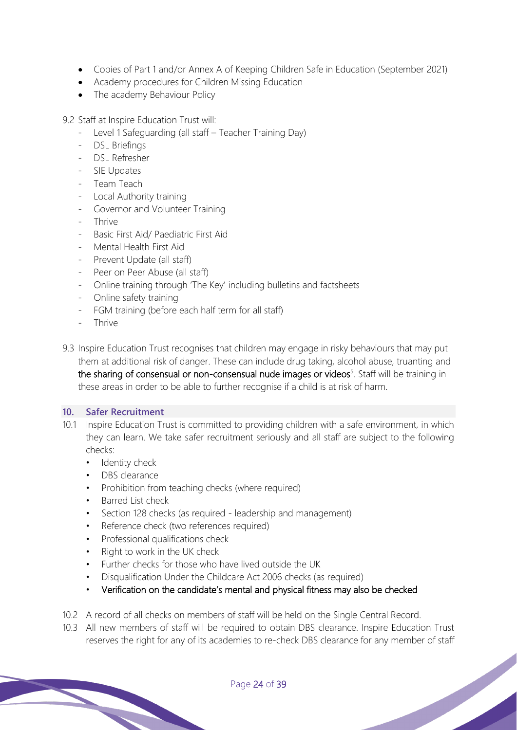- Copies of Part 1 and/or Annex A of Keeping Children Safe in Education (September 2021)
- Academy procedures for Children Missing Education
- The academy Behaviour Policy

9.2 Staff at Inspire Education Trust will:

- Level 1 Safeguarding (all staff – Teacher Training Day)
- DSL Briefings
- DSL Refresher
- SIE Updates
- Team Teach
- Local Authority training
- Governor and Volunteer Training
- Thrive
- Basic First Aid/ Paediatric First Aid
- Mental Health First Aid
- Prevent Update (all staff)
- Peer on Peer Abuse (all staff)
- Online training through 'The Key' including bulletins and factsheets
- Online safety training
- FGM training (before each half term for all staff)
- Thrive

9.3 Inspire Education Trust recognises that children may engage in risky behaviours that may put them at additional risk of danger. These can include drug taking, alcohol abuse, truanting and the sharing of consensual or non-consensual nude images or videos[5]. Staff will be training in these areas in order to be able to further recognise if a child is at risk of harm.

## 10. Safer Recruitment

10.1 Inspire Education Trust is committed to providing children with a safe environment, in which they can learn. We take safer recruitment seriously and all staff are subject to the following checks:

- Identity check
- DBS clearance
- Prohibition from teaching checks (where required)
- Barred List check
- Section 128 checks (as required - leadership and management)
- Reference check (two references required)
- Professional qualifications check
- Right to work in the UK check
- Further checks for those who have lived outside the UK
- Disqualification Under the Childcare Act 2006 checks (as required)
- Verification on the candidate's mental and physical fitness may also be checked

10.2 A record of all checks on members of staff will be held on the Single Central Record.

10.3 All new members of staff will be required to obtain DBS clearance. Inspire Education Trust reserves the right for any of its academies to re-check DBS clearance for any member of staff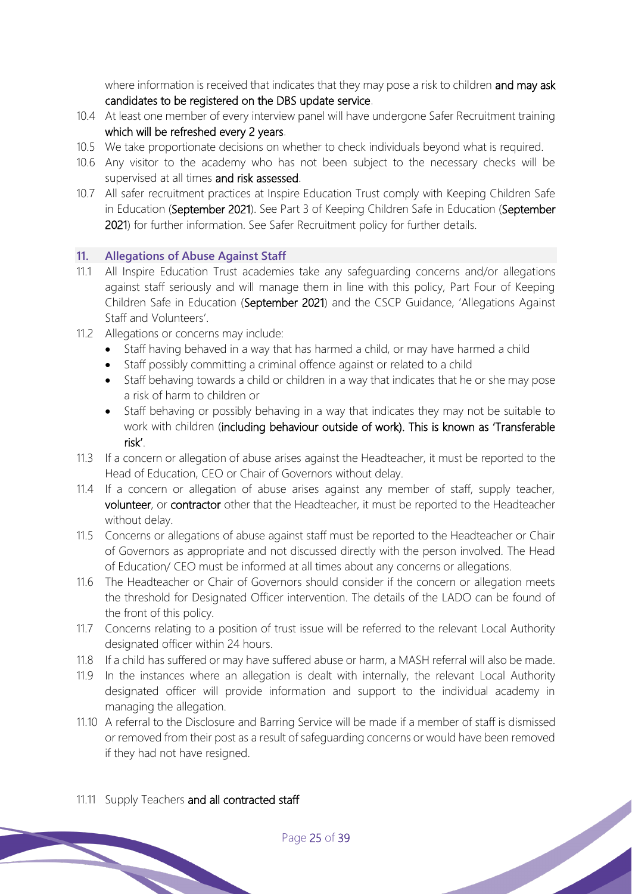where information is received that indicates that they may pose a risk to children and may ask candidates to be registered on the DBS update service.

10.4 At least one member of every interview panel will have undergone Safer Recruitment training which will be refreshed every 2 years.

10.5 We take proportionate decisions on whether to check individuals beyond what is required.

10.6 Any visitor to the academy who has not been subject to the necessary checks will be supervised at all times and risk assessed.

10.7 All safer recruitment practices at Inspire Education Trust comply with Keeping Children Safe in Education (September 2021). See Part 3 of Keeping Children Safe in Education (September 2021) for further information. See Safer Recruitment policy for further details.

## 11. Allegations of Abuse Against Staff

11.1 All Inspire Education Trust academies take any safeguarding concerns and/or allegations against staff seriously and will manage them in line with this policy, Part Four of Keeping Children Safe in Education (September 2021) and the CSCP Guidance, 'Allegations Against Staff and Volunteers'.

11.2 Allegations or concerns may include:

- Staff having behaved in a way that has harmed a child, or may have harmed a child
- Staff possibly committing a criminal offence against or related to a child
- Staff behaving towards a child or children in a way that indicates that he or she may pose a risk of harm to children or
- Staff behaving or possibly behaving in a way that indicates they may not be suitable to work with children (including behaviour outside of work). This is known as 'Transferable risk'.

11.3 If a concern or allegation of abuse arises against the Headteacher, it must be reported to the Head of Education, CEO or Chair of Governors without delay.

11.4 If a concern or allegation of abuse arises against any member of staff, supply teacher, volunteer, or contractor other that the Headteacher, it must be reported to the Headteacher without delay.

11.5 Concerns or allegations of abuse against staff must be reported to the Headteacher or Chair of Governors as appropriate and not discussed directly with the person involved. The Head of Education/ CEO must be informed at all times about any concerns or allegations.

11.6 The Headteacher or Chair of Governors should consider if the concern or allegation meets the threshold for Designated Officer intervention. The details of the LADO can be found of the front of this policy.

11.7 Concerns relating to a position of trust issue will be referred to the relevant Local Authority designated officer within 24 hours.

11.8 If a child has suffered or may have suffered abuse or harm, a MASH referral will also be made.

11.9 In the instances where an allegation is dealt with internally, the relevant Local Authority designated officer will provide information and support to the individual academy in managing the allegation.

11.10 A referral to the Disclosure and Barring Service will be made if a member of staff is dismissed or removed from their post as a result of safeguarding concerns or would have been removed if they had not have resigned.

11.11 Supply Teachers and all contracted staff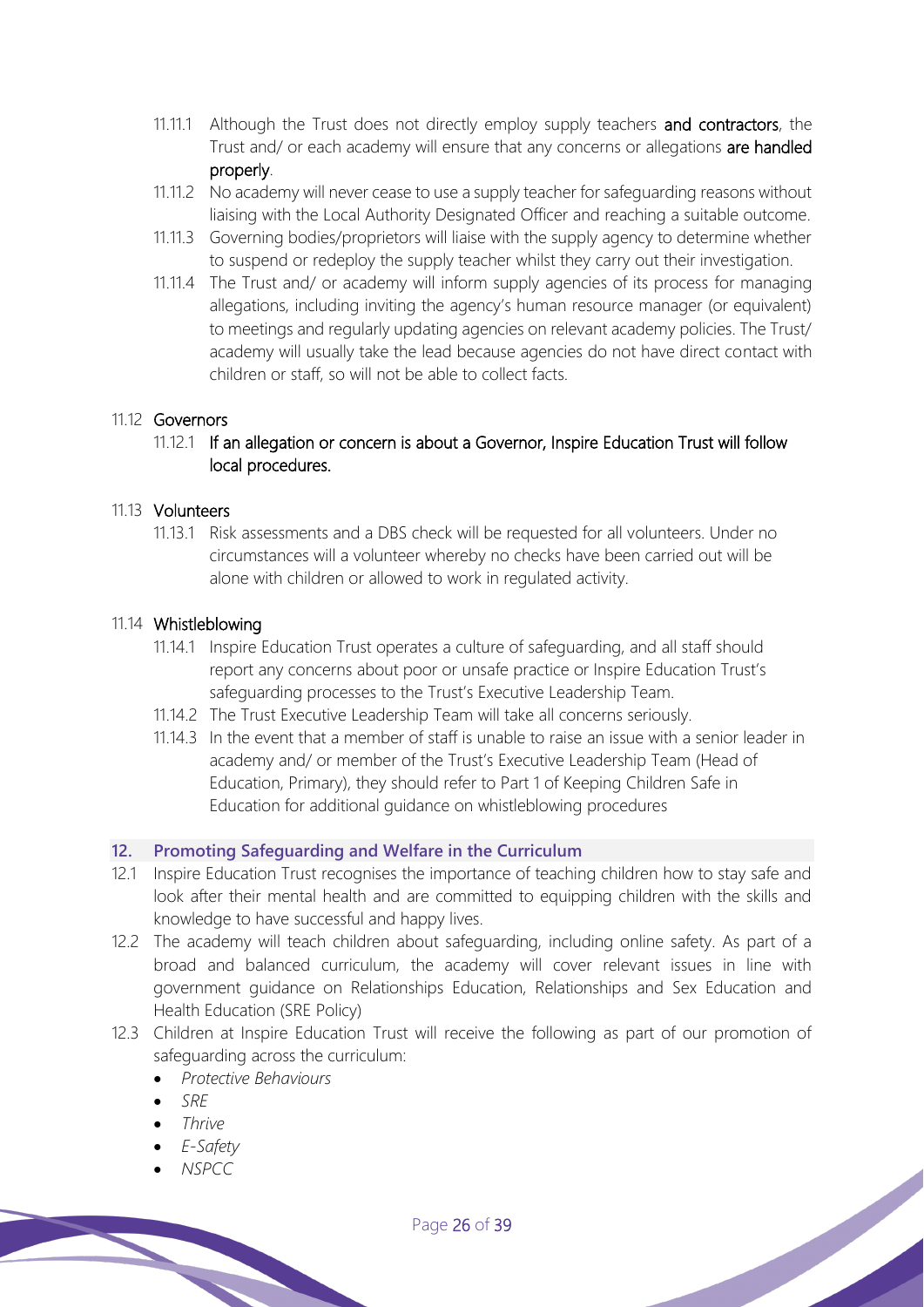11.11.1 Although the Trust does not directly employ supply teachers **and contractors**, the Trust and/ or each academy will ensure that any concerns or allegations **are handled properly**.

11.11.2 No academy will never cease to use a supply teacher for safeguarding reasons without liaising with the Local Authority Designated Officer and reaching a suitable outcome.

11.11.3 Governing bodies/proprietors will liaise with the supply agency to determine whether to suspend or redeploy the supply teacher whilst they carry out their investigation.

11.11.4 The Trust and/ or academy will inform supply agencies of its process for managing allegations, including inviting the agency's human resource manager (or equivalent) to meetings and regularly updating agencies on relevant academy policies. The Trust/ academy will usually take the lead because agencies do not have direct contact with children or staff, so will not be able to collect facts.

11.12 **Governors**

11.12.1 **If an allegation or concern is about a Governor, Inspire Education Trust will follow local procedures.**

11.13 **Volunteers**

11.13.1 Risk assessments and a DBS check will be requested for all volunteers. Under no circumstances will a volunteer whereby no checks have been carried out will be alone with children or allowed to work in regulated activity.

11.14 **Whistleblowing**

11.14.1 Inspire Education Trust operates a culture of safeguarding, and all staff should report any concerns about poor or unsafe practice or Inspire Education Trust's safeguarding processes to the Trust's Executive Leadership Team.

11.14.2 The Trust Executive Leadership Team will take all concerns seriously.

11.14.3 In the event that a member of staff is unable to raise an issue with a senior leader in academy and/ or member of the Trust's Executive Leadership Team (Head of Education, Primary), they should refer to Part 1 of Keeping Children Safe in Education for additional guidance on whistleblowing procedures

## 12. Promoting Safeguarding and Welfare in the Curriculum

12.1 Inspire Education Trust recognises the importance of teaching children how to stay safe and look after their mental health and are committed to equipping children with the skills and knowledge to have successful and happy lives.

12.2 The academy will teach children about safeguarding, including online safety. As part of a broad and balanced curriculum, the academy will cover relevant issues in line with government guidance on Relationships Education, Relationships and Sex Education and Health Education (SRE Policy)

12.3 Children at Inspire Education Trust will receive the following as part of our promotion of safeguarding across the curriculum:

- *Protective Behaviours*
- *SRE*
- *Thrive*
- *E-Safety*
- *NSPCC*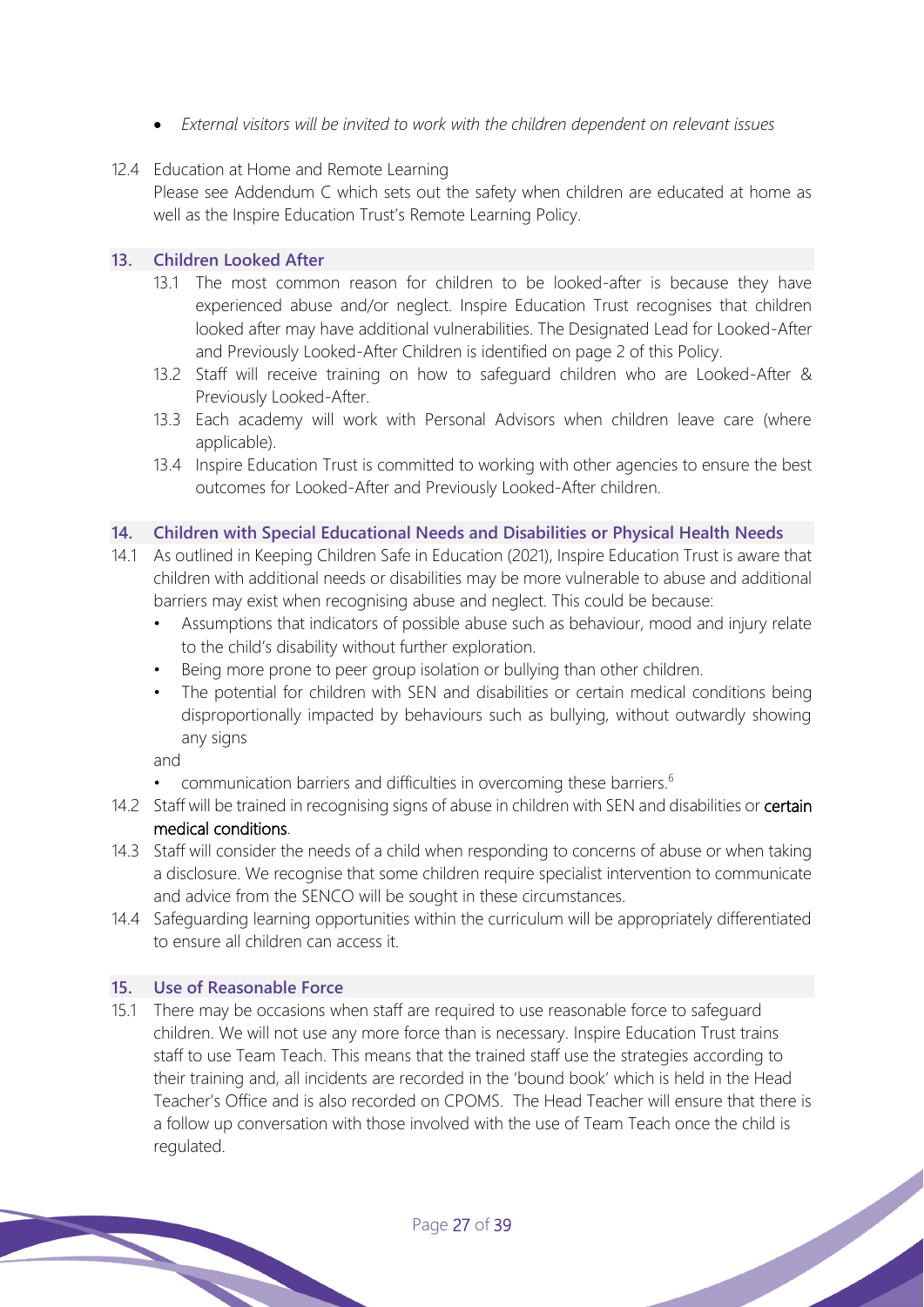- *External visitors will be invited to work with the children dependent on relevant issues*

12.4 Education at Home and Remote Learning
Please see Addendum C which sets out the safety when children are educated at home as well as the Inspire Education Trust's Remote Learning Policy.

## 13. Children Looked After

13.1 The most common reason for children to be looked-after is because they have experienced abuse and/or neglect. Inspire Education Trust recognises that children looked after may have additional vulnerabilities. The Designated Lead for Looked-After and Previously Looked-After Children is identified on page 2 of this Policy.

13.2 Staff will receive training on how to safeguard children who are Looked-After & Previously Looked-After.

13.3 Each academy will work with Personal Advisors when children leave care (where applicable).

13.4 Inspire Education Trust is committed to working with other agencies to ensure the best outcomes for Looked-After and Previously Looked-After children.

## 14. Children with Special Educational Needs and Disabilities or Physical Health Needs

14.1 As outlined in Keeping Children Safe in Education (2021), Inspire Education Trust is aware that children with additional needs or disabilities may be more vulnerable to abuse and additional barriers may exist when recognising abuse and neglect. This could be because:

- Assumptions that indicators of possible abuse such as behaviour, mood and injury relate to the child's disability without further exploration.
- Being more prone to peer group isolation or bullying than other children.
- The potential for children with SEN and disabilities or certain medical conditions being disproportionally impacted by behaviours such as bullying, without outwardly showing any signs

and

- communication barriers and difficulties in overcoming these barriers.[6]

14.2 Staff will be trained in recognising signs of abuse in children with SEN and disabilities or certain medical conditions.

14.3 Staff will consider the needs of a child when responding to concerns of abuse or when taking a disclosure. We recognise that some children require specialist intervention to communicate and advice from the SENCO will be sought in these circumstances.

14.4 Safeguarding learning opportunities within the curriculum will be appropriately differentiated to ensure all children can access it.

## 15. Use of Reasonable Force

15.1 There may be occasions when staff are required to use reasonable force to safeguard children. We will not use any more force than is necessary. Inspire Education Trust trains staff to use Team Teach. This means that the trained staff use the strategies according to their training and, all incidents are recorded in the 'bound book' which is held in the Head Teacher's Office and is also recorded on CPOMS. The Head Teacher will ensure that there is a follow up conversation with those involved with the use of Team Teach once the child is regulated.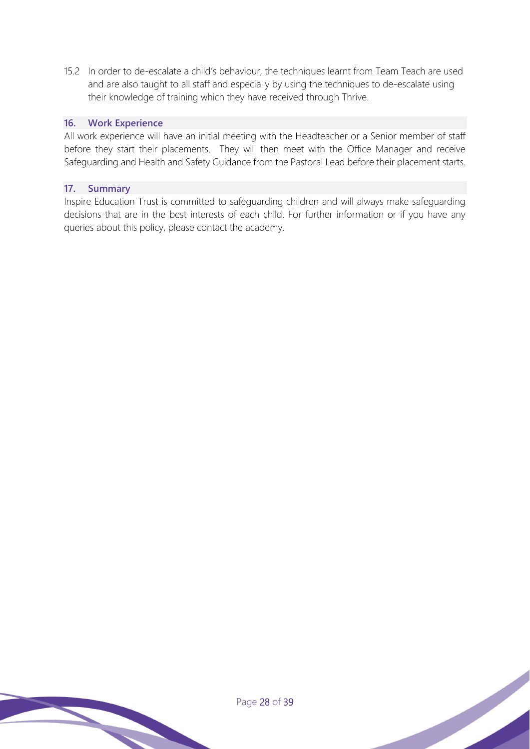15.2 In order to de-escalate a child's behaviour, the techniques learnt from Team Teach are used and are also taught to all staff and especially by using the techniques to de-escalate using their knowledge of training which they have received through Thrive.

## 16. Work Experience

All work experience will have an initial meeting with the Headteacher or a Senior member of staff before they start their placements. They will then meet with the Office Manager and receive Safeguarding and Health and Safety Guidance from the Pastoral Lead before their placement starts.

## 17. Summary

Inspire Education Trust is committed to safeguarding children and will always make safeguarding decisions that are in the best interests of each child. For further information or if you have any queries about this policy, please contact the academy.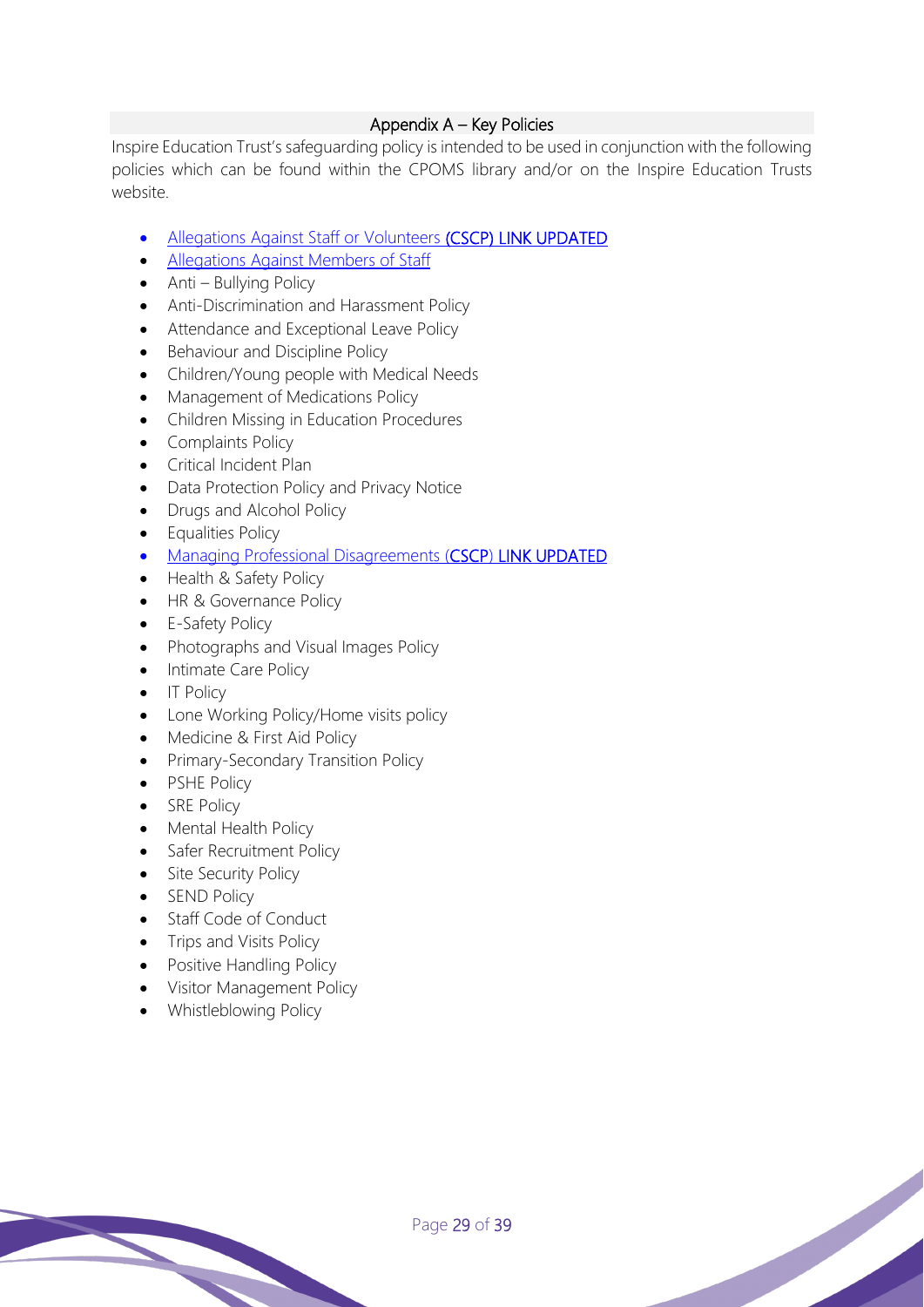## Appendix A – Key Policies

Inspire Education Trust's safeguarding policy is intended to be used in conjunction with the following policies which can be found within the CPOMS library and/or on the Inspire Education Trusts website.

- Allegations Against Staff or Volunteers **(CSCP) LINK UPDATED**
- Allegations Against Members of Staff
- Anti – Bullying Policy
- Anti-Discrimination and Harassment Policy
- Attendance and Exceptional Leave Policy
- Behaviour and Discipline Policy
- Children/Young people with Medical Needs
- Management of Medications Policy
- Children Missing in Education Procedures
- Complaints Policy
- Critical Incident Plan
- Data Protection Policy and Privacy Notice
- Drugs and Alcohol Policy
- Equalities Policy
- Managing Professional Disagreements (**CSCP**) **LINK UPDATED**
- Health & Safety Policy
- HR & Governance Policy
- E-Safety Policy
- Photographs and Visual Images Policy
- Intimate Care Policy
- IT Policy
- Lone Working Policy/Home visits policy
- Medicine & First Aid Policy
- Primary-Secondary Transition Policy
- PSHE Policy
- SRE Policy
- Mental Health Policy
- Safer Recruitment Policy
- Site Security Policy
- SEND Policy
- Staff Code of Conduct
- Trips and Visits Policy
- Positive Handling Policy
- Visitor Management Policy
- Whistleblowing Policy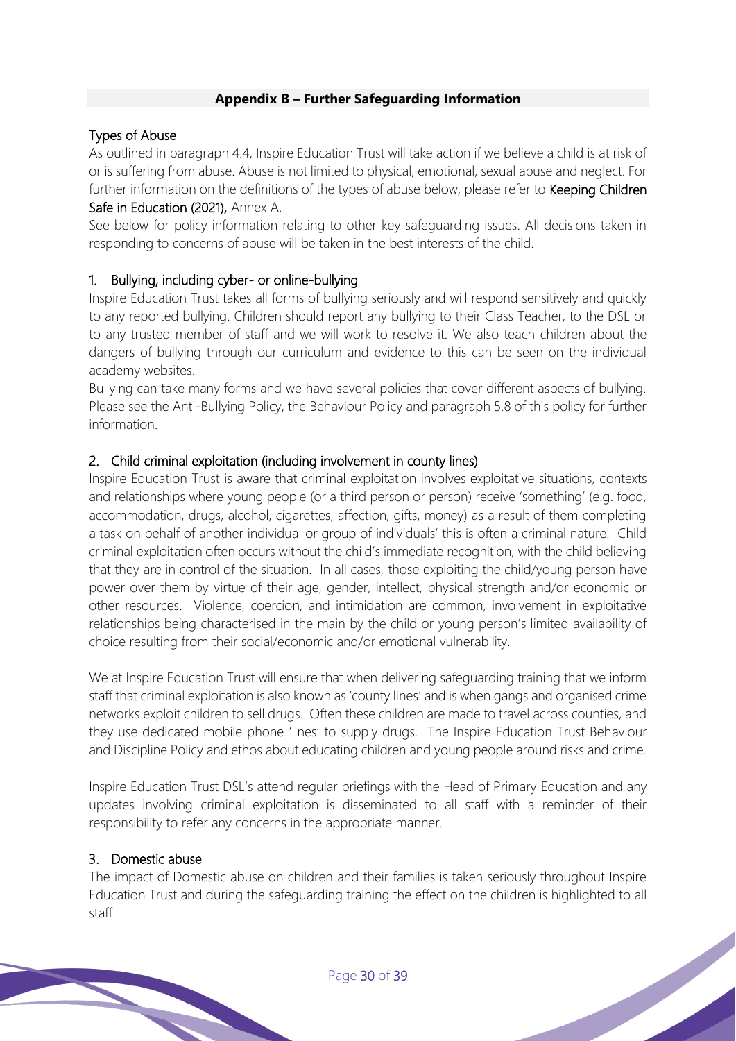## Appendix B – Further Safeguarding Information

### Types of Abuse

As outlined in paragraph 4.4, Inspire Education Trust will take action if we believe a child is at risk of or is suffering from abuse. Abuse is not limited to physical, emotional, sexual abuse and neglect. For further information on the definitions of the types of abuse below, please refer to Keeping Children Safe in Education (2021), Annex A.

See below for policy information relating to other key safeguarding issues. All decisions taken in responding to concerns of abuse will be taken in the best interests of the child.

### 1. Bullying, including cyber- or online-bullying

Inspire Education Trust takes all forms of bullying seriously and will respond sensitively and quickly to any reported bullying. Children should report any bullying to their Class Teacher, to the DSL or to any trusted member of staff and we will work to resolve it. We also teach children about the dangers of bullying through our curriculum and evidence to this can be seen on the individual academy websites.

Bullying can take many forms and we have several policies that cover different aspects of bullying. Please see the Anti-Bullying Policy, the Behaviour Policy and paragraph 5.8 of this policy for further information.

### 2. Child criminal exploitation (including involvement in county lines)

Inspire Education Trust is aware that criminal exploitation involves exploitative situations, contexts and relationships where young people (or a third person or person) receive 'something' (e.g. food, accommodation, drugs, alcohol, cigarettes, affection, gifts, money) as a result of them completing a task on behalf of another individual or group of individuals' this is often a criminal nature. Child criminal exploitation often occurs without the child's immediate recognition, with the child believing that they are in control of the situation. In all cases, those exploiting the child/young person have power over them by virtue of their age, gender, intellect, physical strength and/or economic or other resources. Violence, coercion, and intimidation are common, involvement in exploitative relationships being characterised in the main by the child or young person's limited availability of choice resulting from their social/economic and/or emotional vulnerability.

We at Inspire Education Trust will ensure that when delivering safeguarding training that we inform staff that criminal exploitation is also known as 'county lines' and is when gangs and organised crime networks exploit children to sell drugs. Often these children are made to travel across counties, and they use dedicated mobile phone 'lines' to supply drugs. The Inspire Education Trust Behaviour and Discipline Policy and ethos about educating children and young people around risks and crime.

Inspire Education Trust DSL's attend regular briefings with the Head of Primary Education and any updates involving criminal exploitation is disseminated to all staff with a reminder of their responsibility to refer any concerns in the appropriate manner.

### 3. Domestic abuse

The impact of Domestic abuse on children and their families is taken seriously throughout Inspire Education Trust and during the safeguarding training the effect on the children is highlighted to all staff.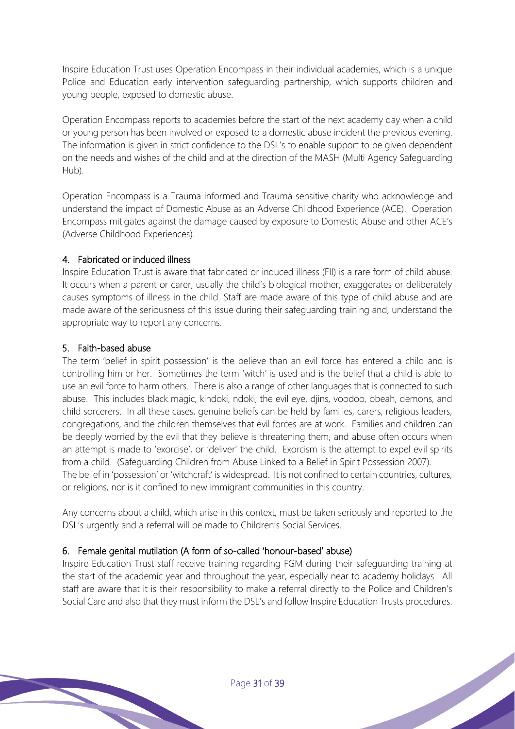Inspire Education Trust uses Operation Encompass in their individual academies, which is a unique Police and Education early intervention safeguarding partnership, which supports children and young people, exposed to domestic abuse.

Operation Encompass reports to academies before the start of the next academy day when a child or young person has been involved or exposed to a domestic abuse incident the previous evening. The information is given in strict confidence to the DSL's to enable support to be given dependent on the needs and wishes of the child and at the direction of the MASH (Multi Agency Safeguarding Hub).

Operation Encompass is a Trauma informed and Trauma sensitive charity who acknowledge and understand the impact of Domestic Abuse as an Adverse Childhood Experience (ACE). Operation Encompass mitigates against the damage caused by exposure to Domestic Abuse and other ACE's (Adverse Childhood Experiences).

### 4. Fabricated or induced illness

Inspire Education Trust is aware that fabricated or induced illness (FII) is a rare form of child abuse. It occurs when a parent or carer, usually the child's biological mother, exaggerates or deliberately causes symptoms of illness in the child. Staff are made aware of this type of child abuse and are made aware of the seriousness of this issue during their safeguarding training and, understand the appropriate way to report any concerns.

### 5. Faith-based abuse

The term 'belief in spirit possession' is the believe than an evil force has entered a child and is controlling him or her. Sometimes the term 'witch' is used and is the belief that a child is able to use an evil force to harm others. There is also a range of other languages that is connected to such abuse. This includes black magic, kindoki, ndoki, the evil eye, djins, voodoo, obeah, demons, and child sorcerers. In all these cases, genuine beliefs can be held by families, carers, religious leaders, congregations, and the children themselves that evil forces are at work. Families and children can be deeply worried by the evil that they believe is threatening them, and abuse often occurs when an attempt is made to 'exorcise', or 'deliver' the child. Exorcism is the attempt to expel evil spirits from a child. (Safeguarding Children from Abuse Linked to a Belief in Spirit Possession 2007).
The belief in 'possession' or 'witchcraft' is widespread. It is not confined to certain countries, cultures, or religions, nor is it confined to new immigrant communities in this country.

Any concerns about a child, which arise in this context, must be taken seriously and reported to the DSL's urgently and a referral will be made to Children's Social Services.

### 6. Female genital mutilation (A form of so-called 'honour-based' abuse)

Inspire Education Trust staff receive training regarding FGM during their safeguarding training at the start of the academic year and throughout the year, especially near to academy holidays. All staff are aware that it is their responsibility to make a referral directly to the Police and Children's Social Care and also that they must inform the DSL's and follow Inspire Education Trusts procedures.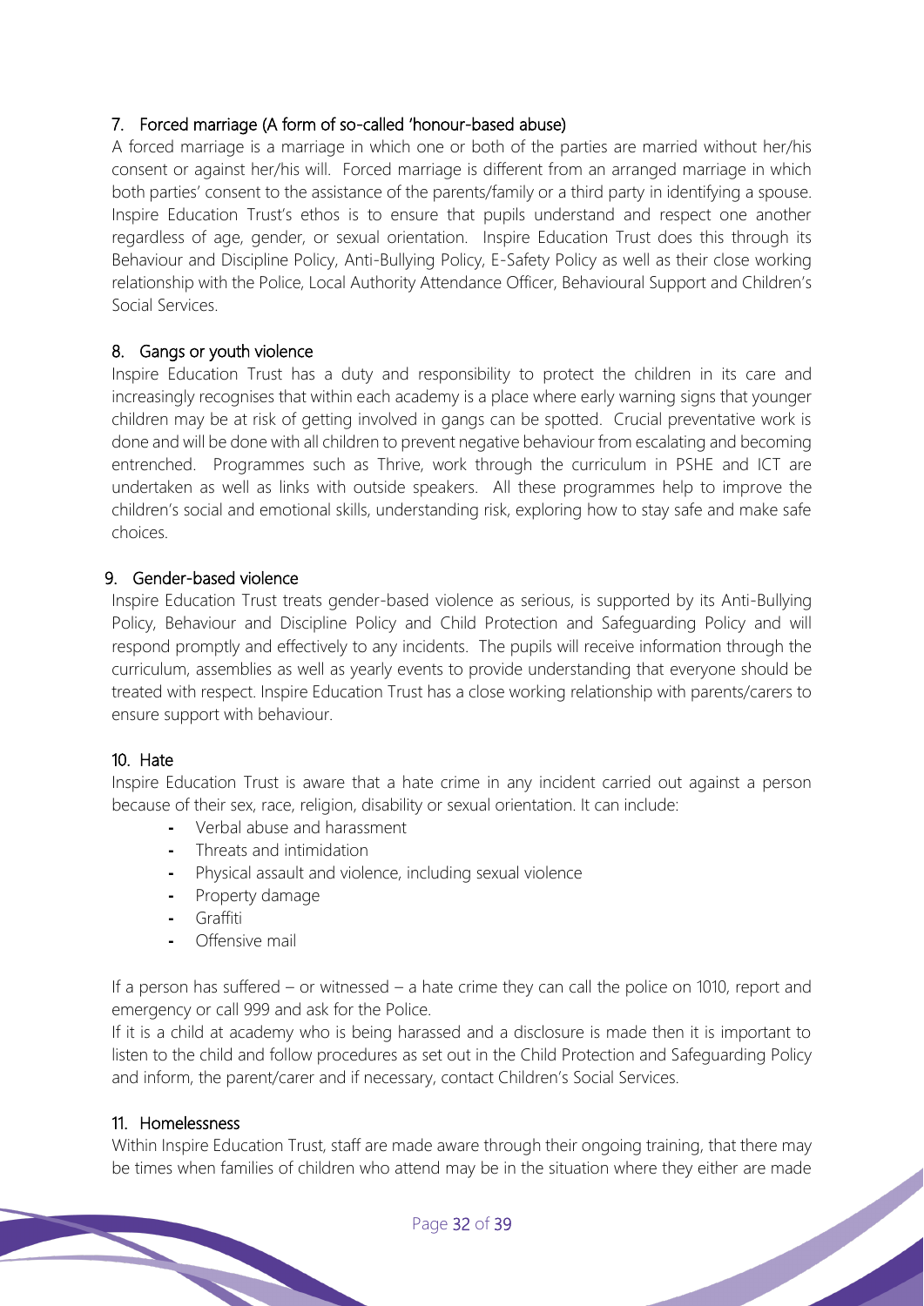## 7. Forced marriage (A form of so-called 'honour-based abuse)

A forced marriage is a marriage in which one or both of the parties are married without her/his consent or against her/his will. Forced marriage is different from an arranged marriage in which both parties' consent to the assistance of the parents/family or a third party in identifying a spouse. Inspire Education Trust's ethos is to ensure that pupils understand and respect one another regardless of age, gender, or sexual orientation. Inspire Education Trust does this through its Behaviour and Discipline Policy, Anti-Bullying Policy, E-Safety Policy as well as their close working relationship with the Police, Local Authority Attendance Officer, Behavioural Support and Children's Social Services.

## 8. Gangs or youth violence

Inspire Education Trust has a duty and responsibility to protect the children in its care and increasingly recognises that within each academy is a place where early warning signs that younger children may be at risk of getting involved in gangs can be spotted. Crucial preventative work is done and will be done with all children to prevent negative behaviour from escalating and becoming entrenched. Programmes such as Thrive, work through the curriculum in PSHE and ICT are undertaken as well as links with outside speakers. All these programmes help to improve the children's social and emotional skills, understanding risk, exploring how to stay safe and make safe choices.

## 9. Gender-based violence

Inspire Education Trust treats gender-based violence as serious, is supported by its Anti-Bullying Policy, Behaviour and Discipline Policy and Child Protection and Safeguarding Policy and will respond promptly and effectively to any incidents. The pupils will receive information through the curriculum, assemblies as well as yearly events to provide understanding that everyone should be treated with respect. Inspire Education Trust has a close working relationship with parents/carers to ensure support with behaviour.

## 10. Hate

Inspire Education Trust is aware that a hate crime in any incident carried out against a person because of their sex, race, religion, disability or sexual orientation. It can include:

- Verbal abuse and harassment
- Threats and intimidation
- Physical assault and violence, including sexual violence
- Property damage
- Graffiti
- Offensive mail

If a person has suffered – or witnessed – a hate crime they can call the police on 1010, report and emergency or call 999 and ask for the Police.

If it is a child at academy who is being harassed and a disclosure is made then it is important to listen to the child and follow procedures as set out in the Child Protection and Safeguarding Policy and inform, the parent/carer and if necessary, contact Children's Social Services.

## 11. Homelessness

Within Inspire Education Trust, staff are made aware through their ongoing training, that there may be times when families of children who attend may be in the situation where they either are made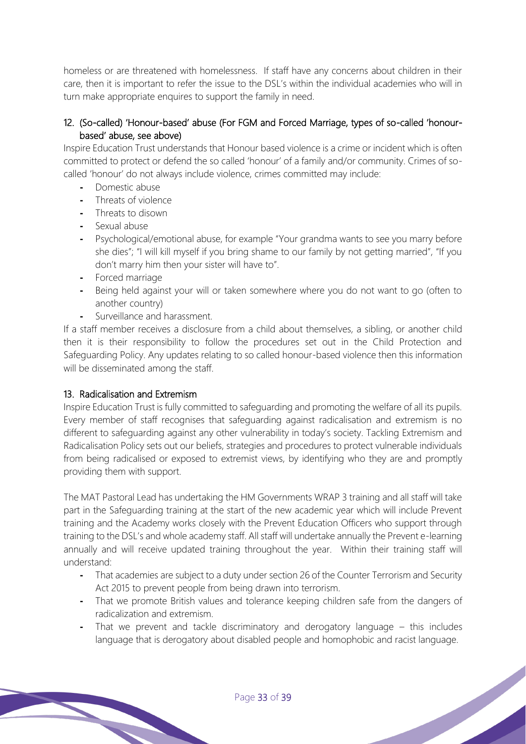homeless or are threatened with homelessness. If staff have any concerns about children in their care, then it is important to refer the issue to the DSL's within the individual academies who will in turn make appropriate enquires to support the family in need.

## 12. (So-called) 'Honour-based' abuse (For FGM and Forced Marriage, types of so-called 'honour-based' abuse, see above)

Inspire Education Trust understands that Honour based violence is a crime or incident which is often committed to protect or defend the so called 'honour' of a family and/or community. Crimes of so-called 'honour' do not always include violence, crimes committed may include:

- Domestic abuse
- Threats of violence
- Threats to disown
- Sexual abuse
- Psychological/emotional abuse, for example "Your grandma wants to see you marry before she dies"; "I will kill myself if you bring shame to our family by not getting married", "If you don't marry him then your sister will have to".
- Forced marriage
- Being held against your will or taken somewhere where you do not want to go (often to another country)
- Surveillance and harassment.

If a staff member receives a disclosure from a child about themselves, a sibling, or another child then it is their responsibility to follow the procedures set out in the Child Protection and Safeguarding Policy. Any updates relating to so called honour-based violence then this information will be disseminated among the staff.

## 13. Radicalisation and Extremism

Inspire Education Trust is fully committed to safeguarding and promoting the welfare of all its pupils. Every member of staff recognises that safeguarding against radicalisation and extremism is no different to safeguarding against any other vulnerability in today's society. Tackling Extremism and Radicalisation Policy sets out our beliefs, strategies and procedures to protect vulnerable individuals from being radicalised or exposed to extremist views, by identifying who they are and promptly providing them with support.

The MAT Pastoral Lead has undertaking the HM Governments WRAP 3 training and all staff will take part in the Safeguarding training at the start of the new academic year which will include Prevent training and the Academy works closely with the Prevent Education Officers who support through training to the DSL's and whole academy staff. All staff will undertake annually the Prevent e-learning annually and will receive updated training throughout the year. Within their training staff will understand:

- That academies are subject to a duty under section 26 of the Counter Terrorism and Security Act 2015 to prevent people from being drawn into terrorism.
- That we promote British values and tolerance keeping children safe from the dangers of radicalization and extremism.
- That we prevent and tackle discriminatory and derogatory language – this includes language that is derogatory about disabled people and homophobic and racist language.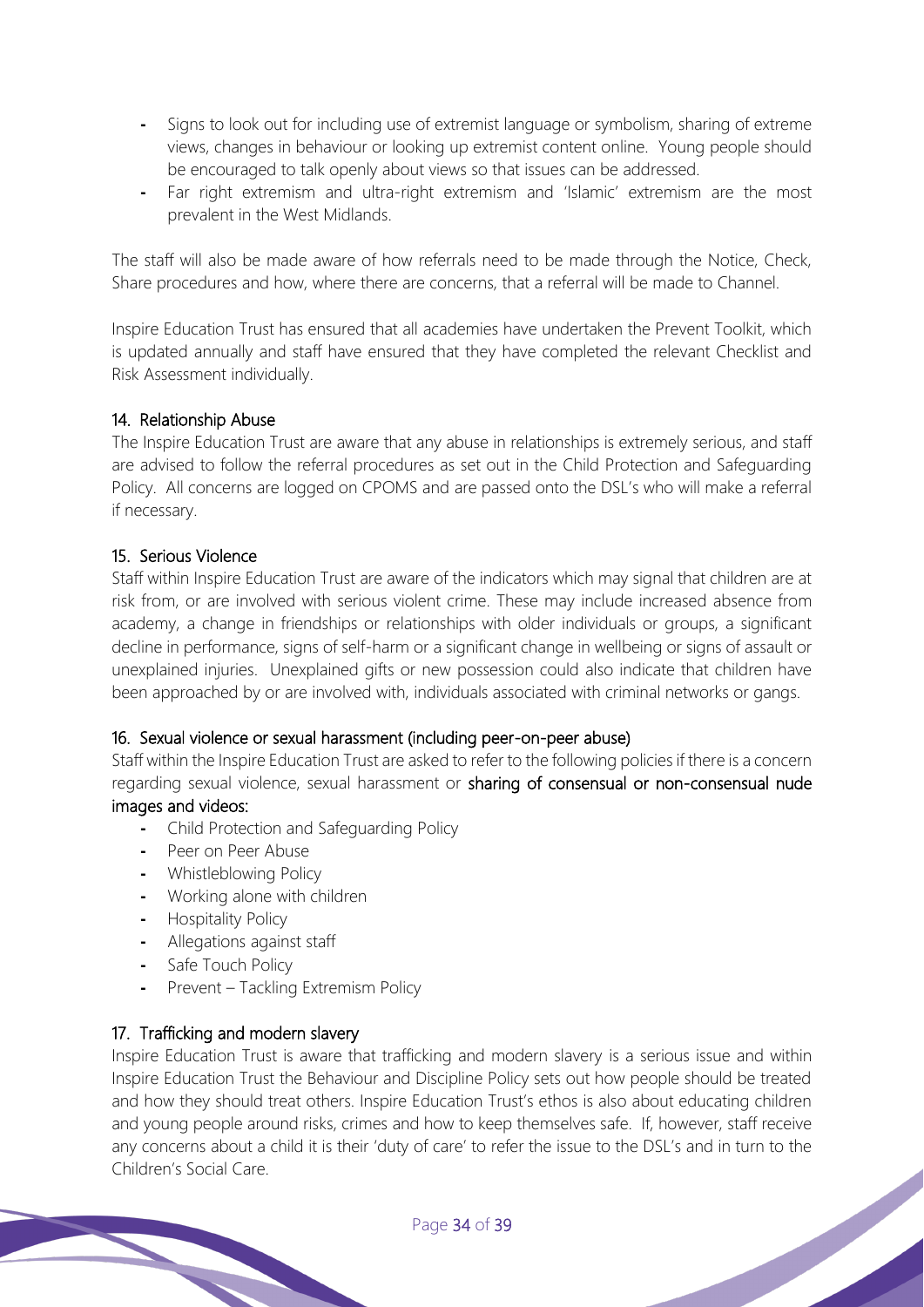- Signs to look out for including use of extremist language or symbolism, sharing of extreme views, changes in behaviour or looking up extremist content online. Young people should be encouraged to talk openly about views so that issues can be addressed.
- Far right extremism and ultra-right extremism and 'Islamic' extremism are the most prevalent in the West Midlands.

The staff will also be made aware of how referrals need to be made through the Notice, Check, Share procedures and how, where there are concerns, that a referral will be made to Channel.

Inspire Education Trust has ensured that all academies have undertaken the Prevent Toolkit, which is updated annually and staff have ensured that they have completed the relevant Checklist and Risk Assessment individually.

### 14. Relationship Abuse

The Inspire Education Trust are aware that any abuse in relationships is extremely serious, and staff are advised to follow the referral procedures as set out in the Child Protection and Safeguarding Policy. All concerns are logged on CPOMS and are passed onto the DSL's who will make a referral if necessary.

### 15. Serious Violence

Staff within Inspire Education Trust are aware of the indicators which may signal that children are at risk from, or are involved with serious violent crime. These may include increased absence from academy, a change in friendships or relationships with older individuals or groups, a significant decline in performance, signs of self-harm or a significant change in wellbeing or signs of assault or unexplained injuries. Unexplained gifts or new possession could also indicate that children have been approached by or are involved with, individuals associated with criminal networks or gangs.

### 16. Sexual violence or sexual harassment (including peer-on-peer abuse)

Staff within the Inspire Education Trust are asked to refer to the following policies if there is a concern regarding sexual violence, sexual harassment or **sharing of consensual or non-consensual nude images and videos:**

- Child Protection and Safeguarding Policy
- Peer on Peer Abuse
- Whistleblowing Policy
- Working alone with children
- Hospitality Policy
- Allegations against staff
- Safe Touch Policy
- Prevent – Tackling Extremism Policy

### 17. Trafficking and modern slavery

Inspire Education Trust is aware that trafficking and modern slavery is a serious issue and within Inspire Education Trust the Behaviour and Discipline Policy sets out how people should be treated and how they should treat others. Inspire Education Trust's ethos is also about educating children and young people around risks, crimes and how to keep themselves safe. If, however, staff receive any concerns about a child it is their 'duty of care' to refer the issue to the DSL's and in turn to the Children's Social Care.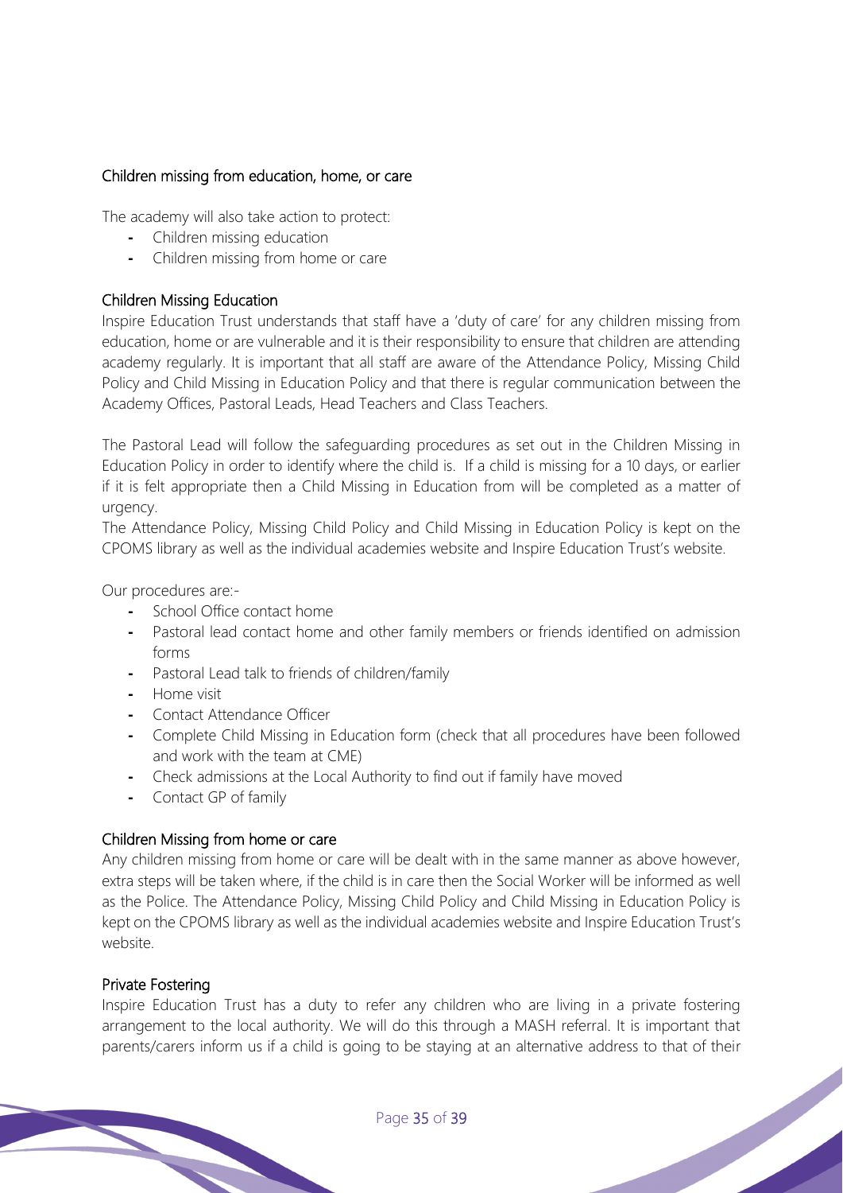### Children missing from education, home, or care

The academy will also take action to protect:

- Children missing education
- Children missing from home or care

### Children Missing Education

Inspire Education Trust understands that staff have a 'duty of care' for any children missing from education, home or are vulnerable and it is their responsibility to ensure that children are attending academy regularly. It is important that all staff are aware of the Attendance Policy, Missing Child Policy and Child Missing in Education Policy and that there is regular communication between the Academy Offices, Pastoral Leads, Head Teachers and Class Teachers.

The Pastoral Lead will follow the safeguarding procedures as set out in the Children Missing in Education Policy in order to identify where the child is. If a child is missing for a 10 days, or earlier if it is felt appropriate then a Child Missing in Education from will be completed as a matter of urgency.

The Attendance Policy, Missing Child Policy and Child Missing in Education Policy is kept on the CPOMS library as well as the individual academies website and Inspire Education Trust's website.

Our procedures are:-

- School Office contact home
- Pastoral lead contact home and other family members or friends identified on admission forms
- Pastoral Lead talk to friends of children/family
- Home visit
- Contact Attendance Officer
- Complete Child Missing in Education form (check that all procedures have been followed and work with the team at CME)
- Check admissions at the Local Authority to find out if family have moved
- Contact GP of family

### Children Missing from home or care

Any children missing from home or care will be dealt with in the same manner as above however, extra steps will be taken where, if the child is in care then the Social Worker will be informed as well as the Police. The Attendance Policy, Missing Child Policy and Child Missing in Education Policy is kept on the CPOMS library as well as the individual academies website and Inspire Education Trust's website.

### Private Fostering

Inspire Education Trust has a duty to refer any children who are living in a private fostering arrangement to the local authority. We will do this through a MASH referral. It is important that parents/carers inform us if a child is going to be staying at an alternative address to that of their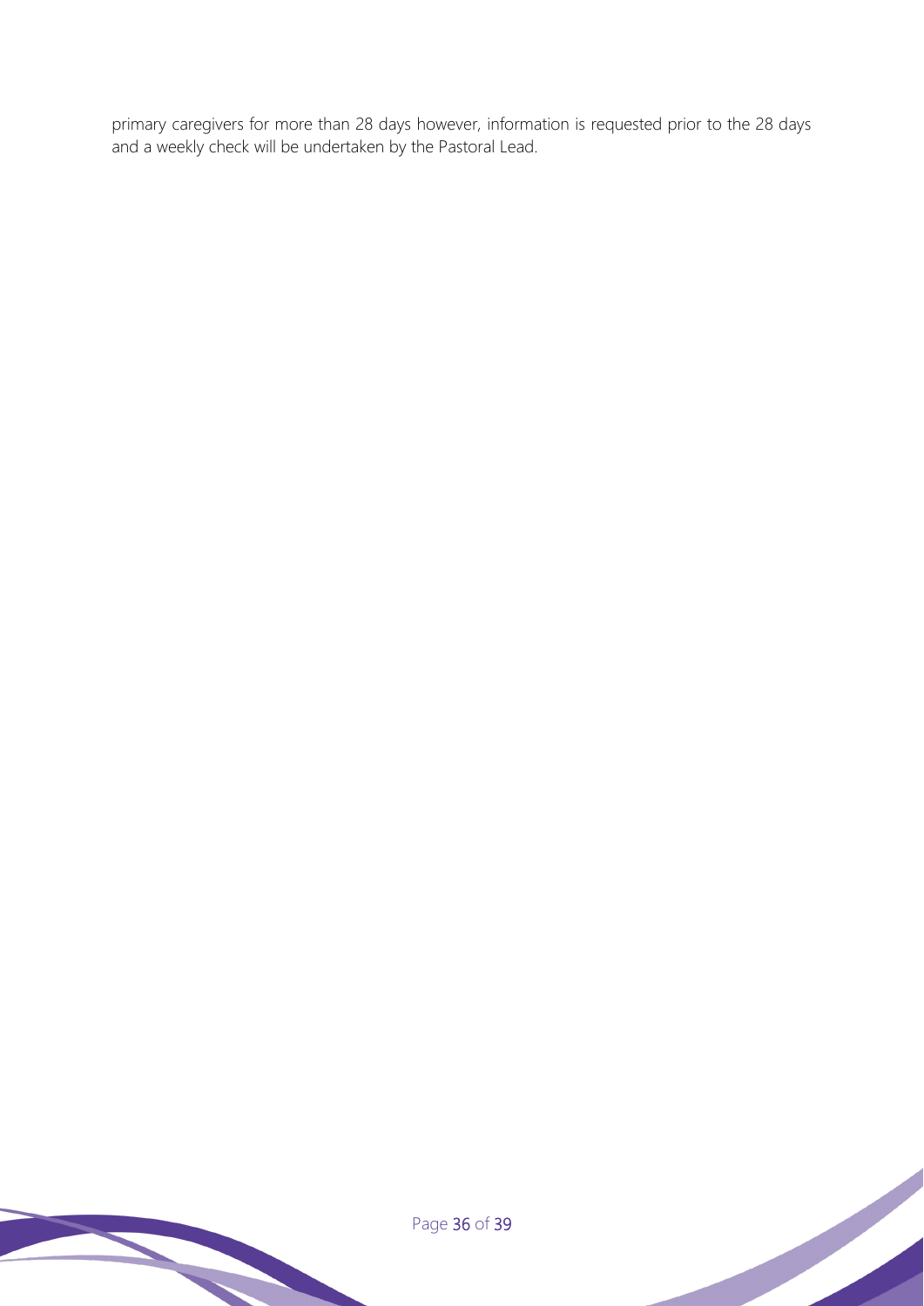primary caregivers for more than 28 days however, information is requested prior to the 28 days and a weekly check will be undertaken by the Pastoral Lead.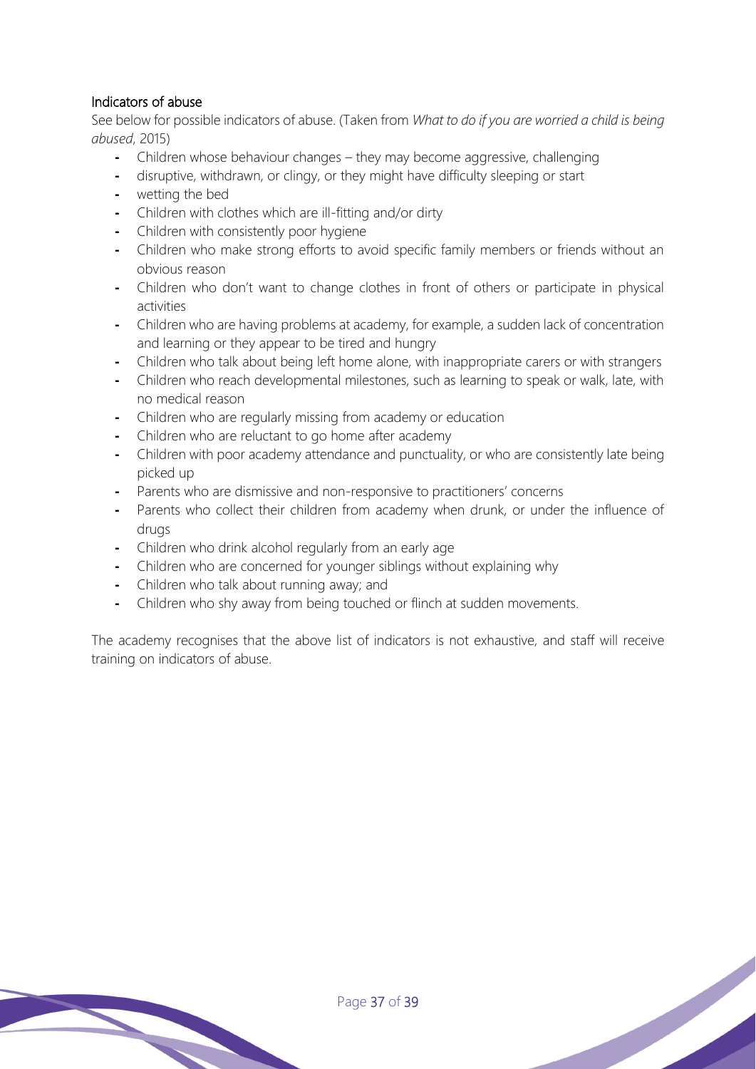### Indicators of abuse

See below for possible indicators of abuse. (Taken from *What to do if you are worried a child is being abused*, 2015)

- Children whose behaviour changes – they may become aggressive, challenging
- disruptive, withdrawn, or clingy, or they might have difficulty sleeping or start
- wetting the bed
- Children with clothes which are ill-fitting and/or dirty
- Children with consistently poor hygiene
- Children who make strong efforts to avoid specific family members or friends without an obvious reason
- Children who don't want to change clothes in front of others or participate in physical activities
- Children who are having problems at academy, for example, a sudden lack of concentration and learning or they appear to be tired and hungry
- Children who talk about being left home alone, with inappropriate carers or with strangers
- Children who reach developmental milestones, such as learning to speak or walk, late, with no medical reason
- Children who are regularly missing from academy or education
- Children who are reluctant to go home after academy
- Children with poor academy attendance and punctuality, or who are consistently late being picked up
- Parents who are dismissive and non-responsive to practitioners' concerns
- Parents who collect their children from academy when drunk, or under the influence of drugs
- Children who drink alcohol regularly from an early age
- Children who are concerned for younger siblings without explaining why
- Children who talk about running away; and
- Children who shy away from being touched or flinch at sudden movements.

The academy recognises that the above list of indicators is not exhaustive, and staff will receive training on indicators of abuse.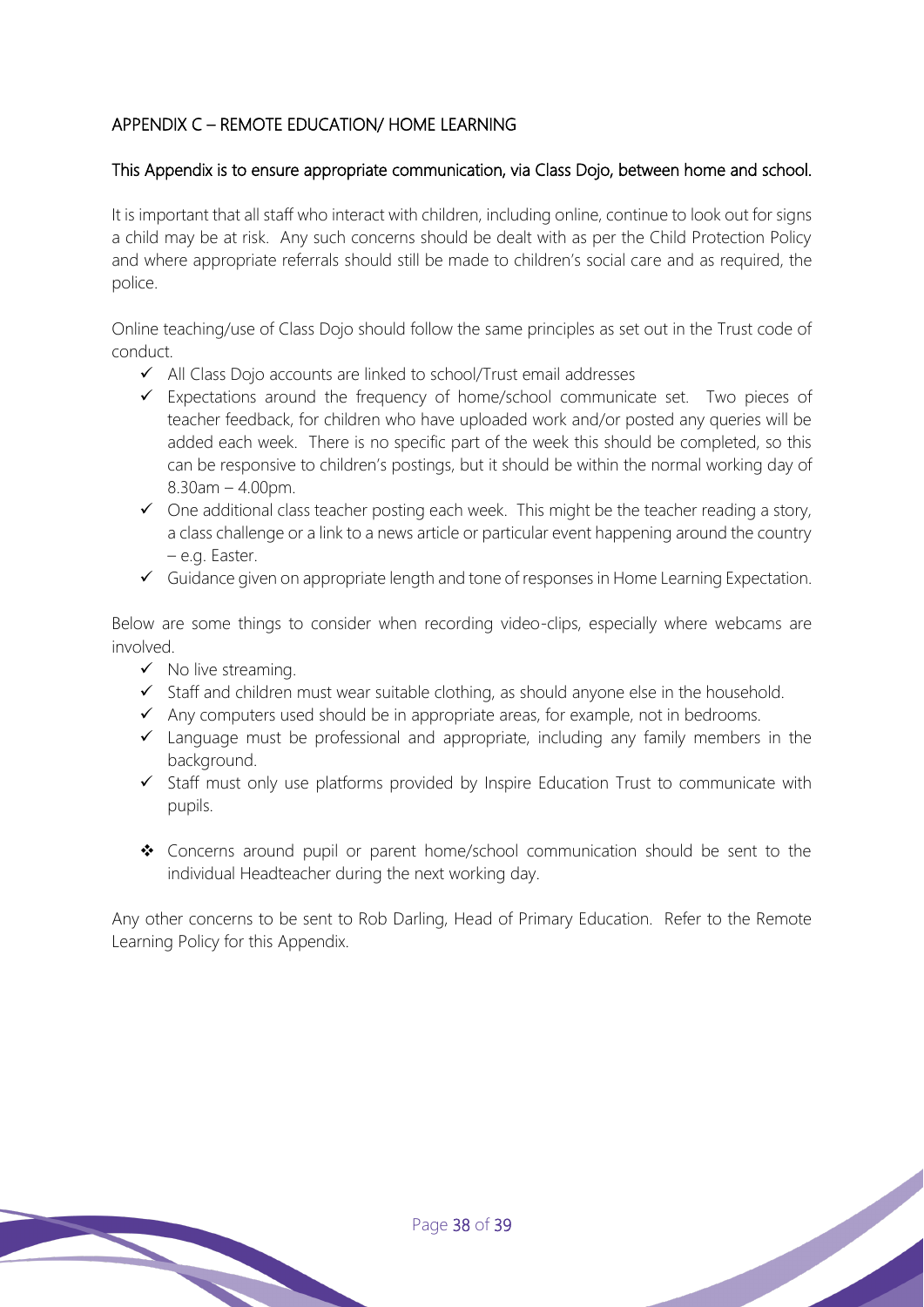## APPENDIX C – REMOTE EDUCATION/ HOME LEARNING

### This Appendix is to ensure appropriate communication, via Class Dojo, between home and school.

It is important that all staff who interact with children, including online, continue to look out for signs a child may be at risk. Any such concerns should be dealt with as per the Child Protection Policy and where appropriate referrals should still be made to children's social care and as required, the police.

Online teaching/use of Class Dojo should follow the same principles as set out in the Trust code of conduct.

- ✓ All Class Dojo accounts are linked to school/Trust email addresses
- ✓ Expectations around the frequency of home/school communicate set. Two pieces of teacher feedback, for children who have uploaded work and/or posted any queries will be added each week. There is no specific part of the week this should be completed, so this can be responsive to children's postings, but it should be within the normal working day of 8.30am – 4.00pm.
- ✓ One additional class teacher posting each week. This might be the teacher reading a story, a class challenge or a link to a news article or particular event happening around the country – e.g. Easter.
- ✓ Guidance given on appropriate length and tone of responses in Home Learning Expectation.

Below are some things to consider when recording video-clips, especially where webcams are involved.

- ✓ No live streaming.
- ✓ Staff and children must wear suitable clothing, as should anyone else in the household.
- ✓ Any computers used should be in appropriate areas, for example, not in bedrooms.
- ✓ Language must be professional and appropriate, including any family members in the background.
- ✓ Staff must only use platforms provided by Inspire Education Trust to communicate with pupils.

- ❖ Concerns around pupil or parent home/school communication should be sent to the individual Headteacher during the next working day.

Any other concerns to be sent to Rob Darling, Head of Primary Education. Refer to the Remote Learning Policy for this Appendix.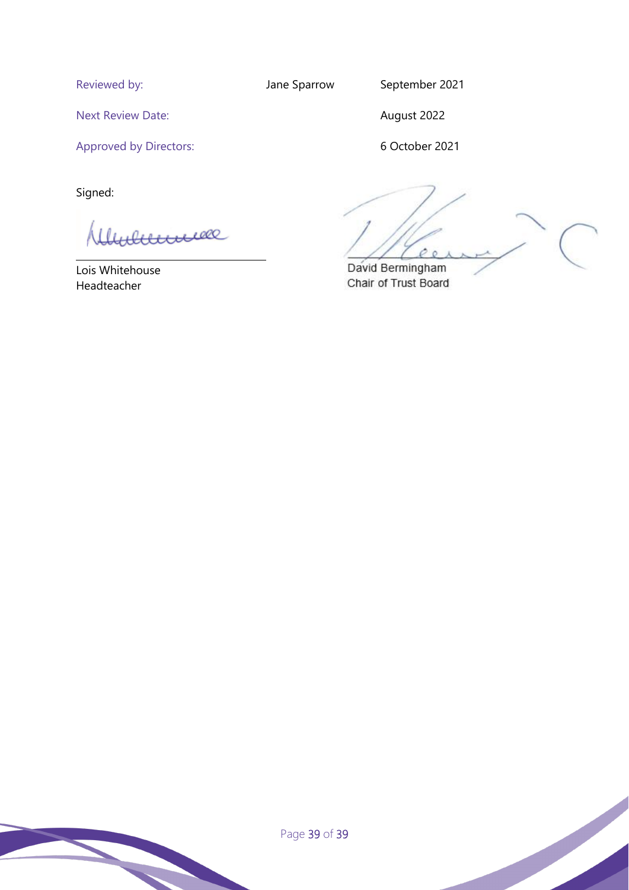| | | |
|---|---|---|
| Reviewed by: | Jane Sparrow | September 2021 |
| Next Review Date: | | August 2022 |
| Approved by Directors: | | 6 October 2021 |

Signed:

Lois Whitehouse
Headteacher

David Bermingham
Chair of Trust Board